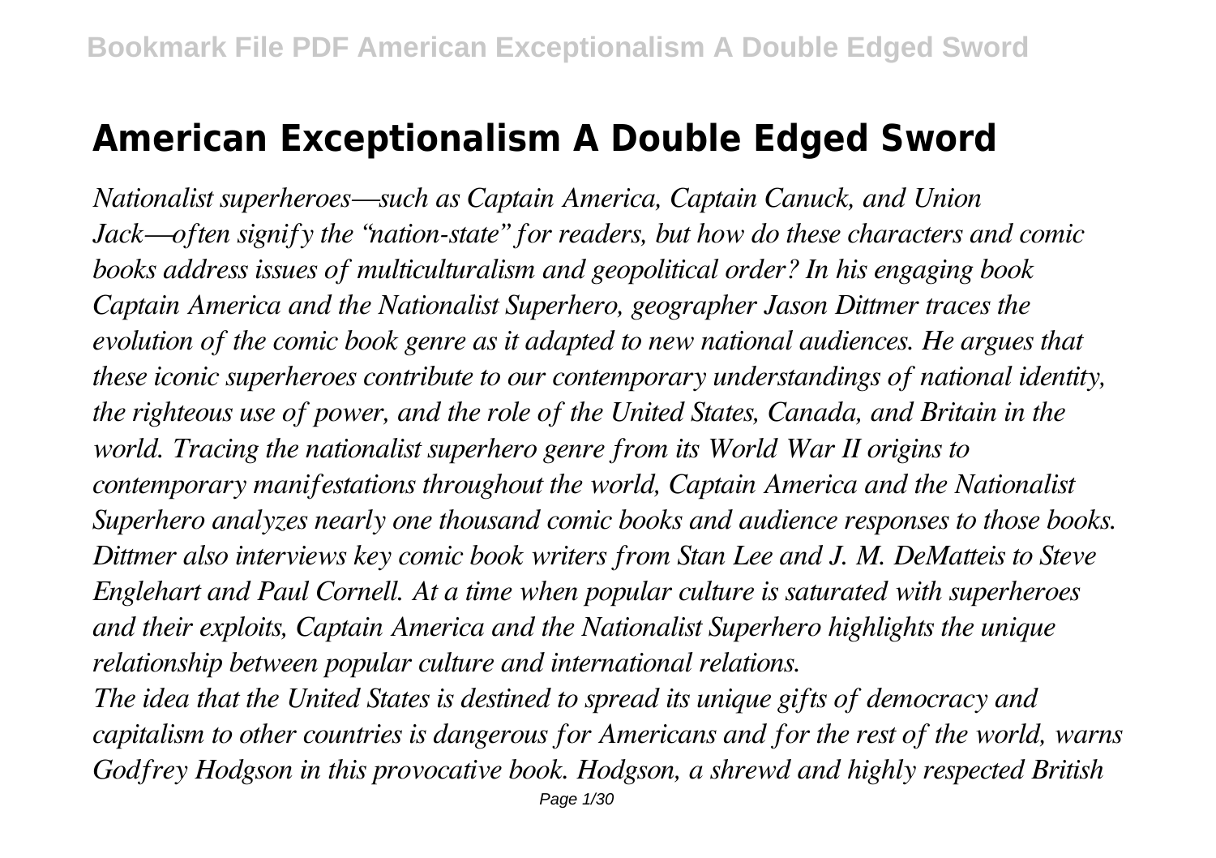# American Exceptionalism A Double Edged Sword

*Nationalist superheroes—such as Captain America, Captain Canuck, and Union Jack—often signify the "nation-state" for readers, but how do these characters and comic books address issues of multiculturalism and geopolitical order? In his engaging book Captain America and the Nationalist Superhero, geographer Jason Dittmer traces the evolution of the comic book genre as it adapted to new national audiences. He argues that these iconic superheroes contribute to our contemporary understandings of national identity, the righteous use of power, and the role of the United States, Canada, and Britain in the world. Tracing the nationalist superhero genre from its World War II origins to contemporary manifestations throughout the world, Captain America and the Nationalist Superhero analyzes nearly one thousand comic books and audience responses to those books. Dittmer also interviews key comic book writers from Stan Lee and J. M. DeMatteis to Steve Englehart and Paul Cornell. At a time when popular culture is saturated with superheroes and their exploits, Captain America and the Nationalist Superhero highlights the unique relationship between popular culture and international relations.*

*The idea that the United States is destined to spread its unique gifts of democracy and capitalism to other countries is dangerous for Americans and for the rest of the world, warns Godfrey Hodgson in this provocative book. Hodgson, a shrewd and highly respected British*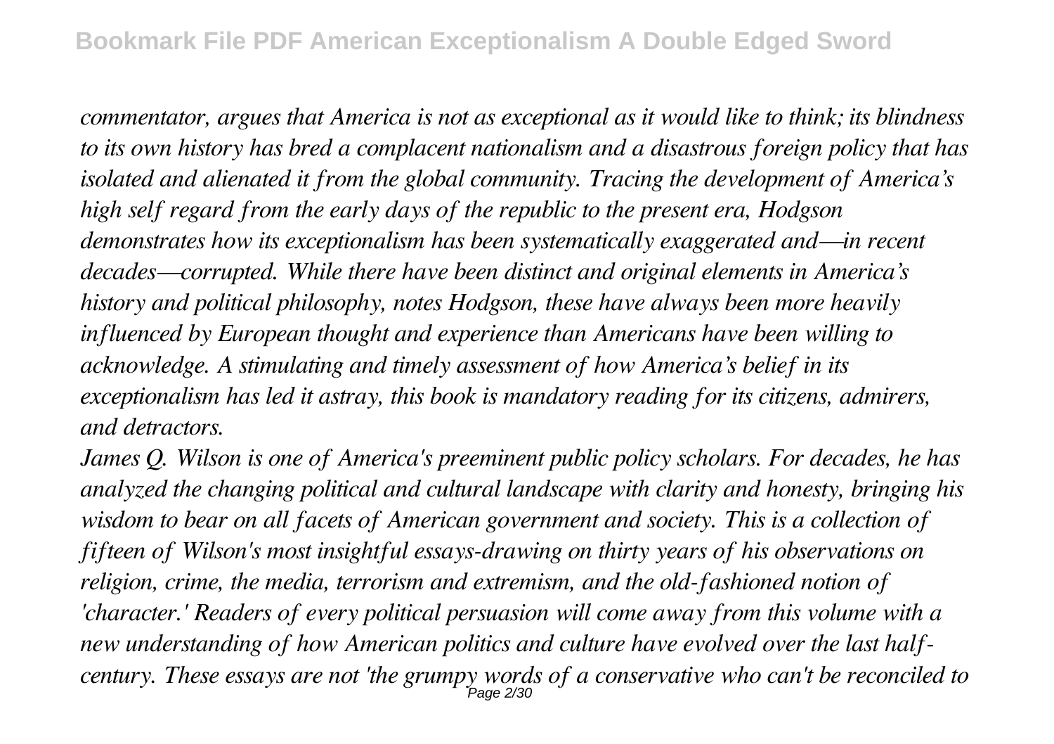*commentator, argues that America is not as exceptional as it would like to think; its blindness to its own history has bred a complacent nationalism and a disastrous foreign policy that has isolated and alienated it from the global community. Tracing the development of America's high self regard from the early days of the republic to the present era, Hodgson demonstrates how its exceptionalism has been systematically exaggerated and—in recent decades—corrupted. While there have been distinct and original elements in America's history and political philosophy, notes Hodgson, these have always been more heavily influenced by European thought and experience than Americans have been willing to acknowledge. A stimulating and timely assessment of how America's belief in its exceptionalism has led it astray, this book is mandatory reading for its citizens, admirers, and detractors.*

*James Q. Wilson is one of America's preeminent public policy scholars. For decades, he has analyzed the changing political and cultural landscape with clarity and honesty, bringing his wisdom to bear on all facets of American government and society. This is a collection of fifteen of Wilson's most insightful essays-drawing on thirty years of his observations on religion, crime, the media, terrorism and extremism, and the old-fashioned notion of 'character.' Readers of every political persuasion will come away from this volume with a new understanding of how American politics and culture have evolved over the last half-century. These essays are not 'the grumpy words of a conservative who can't be reconciled to*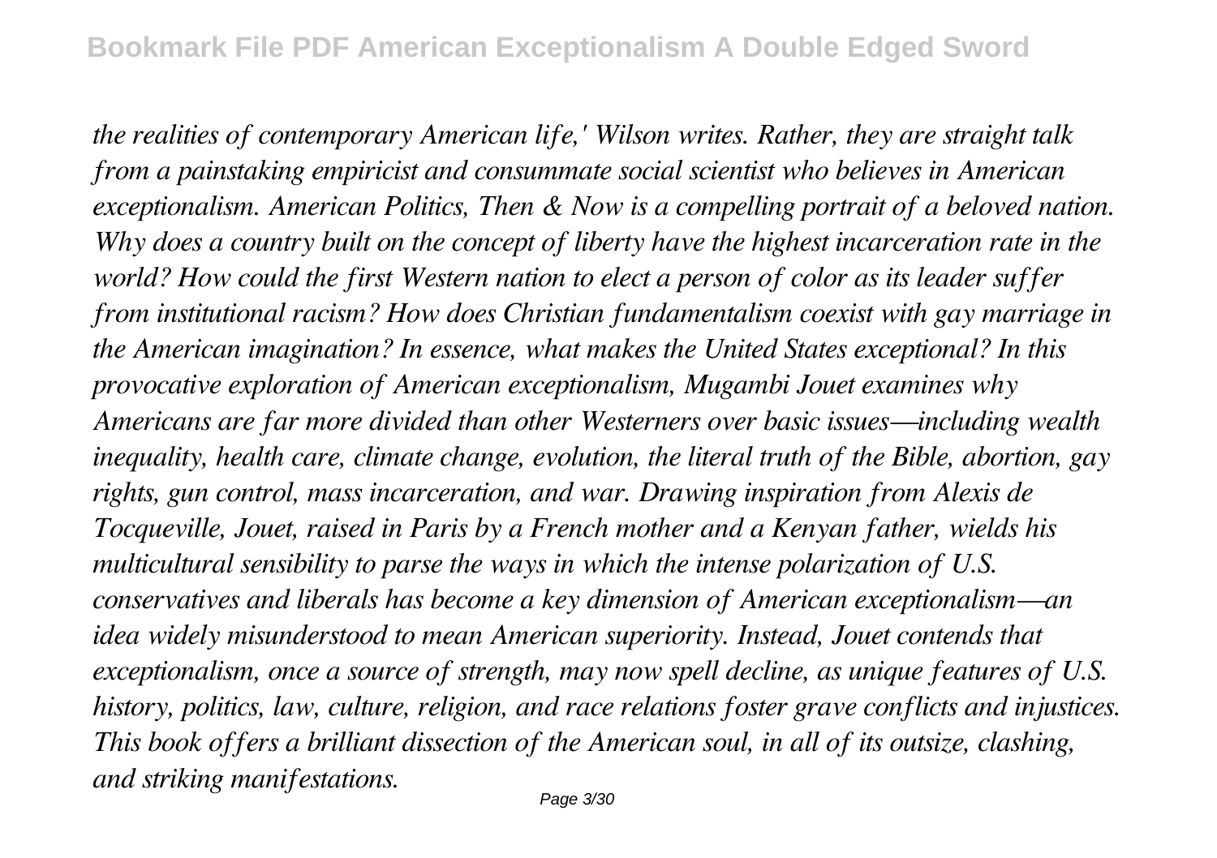*the realities of contemporary American life,' Wilson writes. Rather, they are straight talk from a painstaking empiricist and consummate social scientist who believes in American exceptionalism. American Politics, Then & Now is a compelling portrait of a beloved nation. Why does a country built on the concept of liberty have the highest incarceration rate in the world? How could the first Western nation to elect a person of color as its leader suffer from institutional racism? How does Christian fundamentalism coexist with gay marriage in the American imagination? In essence, what makes the United States exceptional? In this provocative exploration of American exceptionalism, Mugambi Jouet examines why Americans are far more divided than other Westerners over basic issues—including wealth inequality, health care, climate change, evolution, the literal truth of the Bible, abortion, gay rights, gun control, mass incarceration, and war. Drawing inspiration from Alexis de Tocqueville, Jouet, raised in Paris by a French mother and a Kenyan father, wields his multicultural sensibility to parse the ways in which the intense polarization of U.S. conservatives and liberals has become a key dimension of American exceptionalism—an idea widely misunderstood to mean American superiority. Instead, Jouet contends that exceptionalism, once a source of strength, may now spell decline, as unique features of U.S. history, politics, law, culture, religion, and race relations foster grave conflicts and injustices. This book offers a brilliant dissection of the American soul, in all of its outsize, clashing, and striking manifestations.*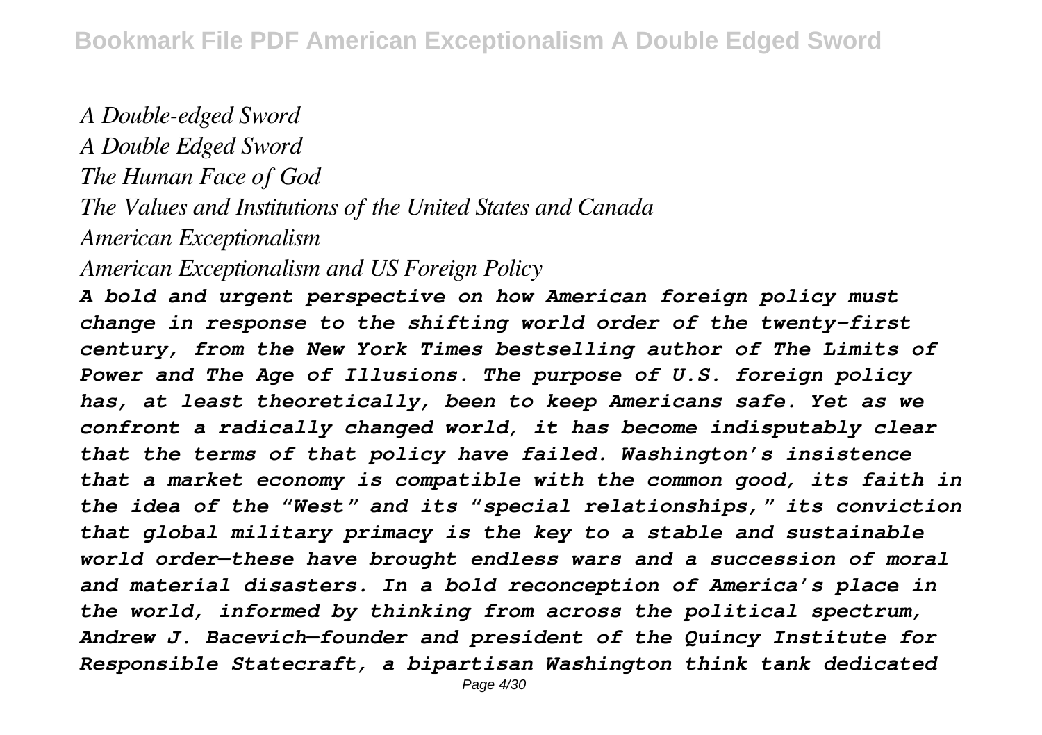*A Double-edged Sword*
*A Double Edged Sword*
*The Human Face of God*
*The Values and Institutions of the United States and Canada*
*American Exceptionalism*
*American Exceptionalism and US Foreign Policy*

***A bold and urgent perspective on how American foreign policy must change in response to the shifting world order of the twenty-first century, from the New York Times bestselling author of The Limits of Power and The Age of Illusions. The purpose of U.S. foreign policy has, at least theoretically, been to keep Americans safe. Yet as we confront a radically changed world, it has become indisputably clear that the terms of that policy have failed. Washington's insistence that a market economy is compatible with the common good, its faith in the idea of the "West" and its "special relationships," its conviction that global military primacy is the key to a stable and sustainable world order—these have brought endless wars and a succession of moral and material disasters. In a bold reconception of America's place in the world, informed by thinking from across the political spectrum, Andrew J. Bacevich—founder and president of the Quincy Institute for Responsible Statecraft, a bipartisan Washington think tank dedicated***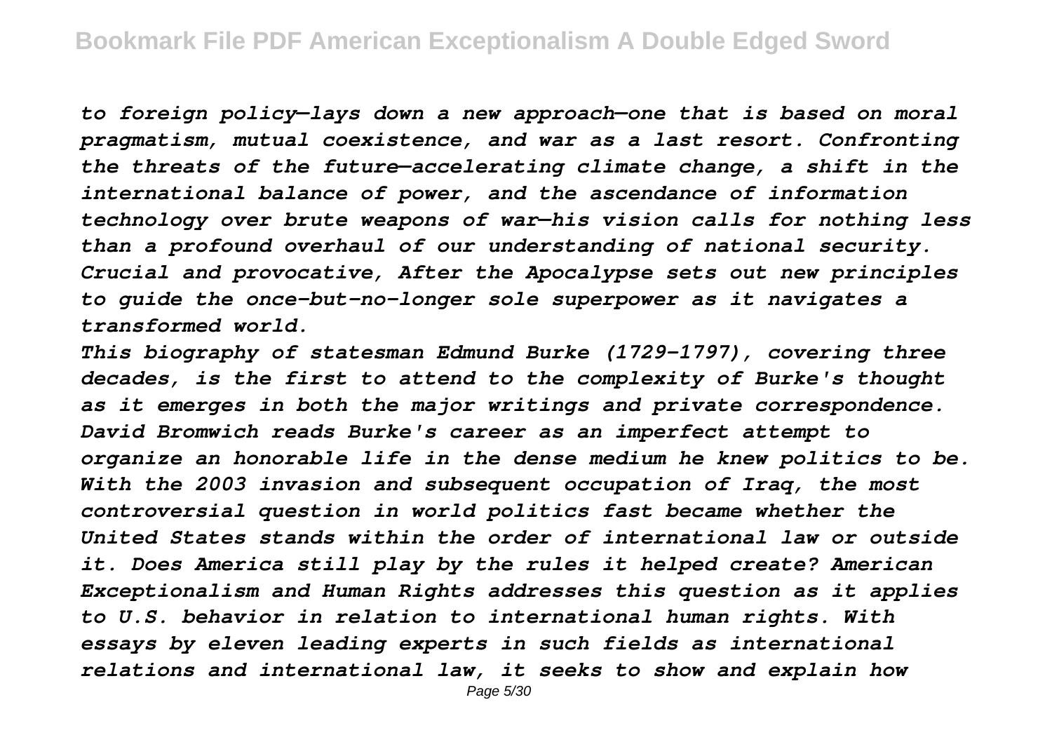*to foreign policy—lays down a new approach—one that is based on moral pragmatism, mutual coexistence, and war as a last resort. Confronting the threats of the future—accelerating climate change, a shift in the international balance of power, and the ascendance of information technology over brute weapons of war—his vision calls for nothing less than a profound overhaul of our understanding of national security. Crucial and provocative, After the Apocalypse sets out new principles to guide the once-but-no-longer sole superpower as it navigates a transformed world.*

*This biography of statesman Edmund Burke (1729-1797), covering three decades, is the first to attend to the complexity of Burke's thought as it emerges in both the major writings and private correspondence. David Bromwich reads Burke's career as an imperfect attempt to organize an honorable life in the dense medium he knew politics to be.*

*With the 2003 invasion and subsequent occupation of Iraq, the most controversial question in world politics fast became whether the United States stands within the order of international law or outside it. Does America still play by the rules it helped create? American Exceptionalism and Human Rights addresses this question as it applies to U.S. behavior in relation to international human rights. With essays by eleven leading experts in such fields as international relations and international law, it seeks to show and explain how*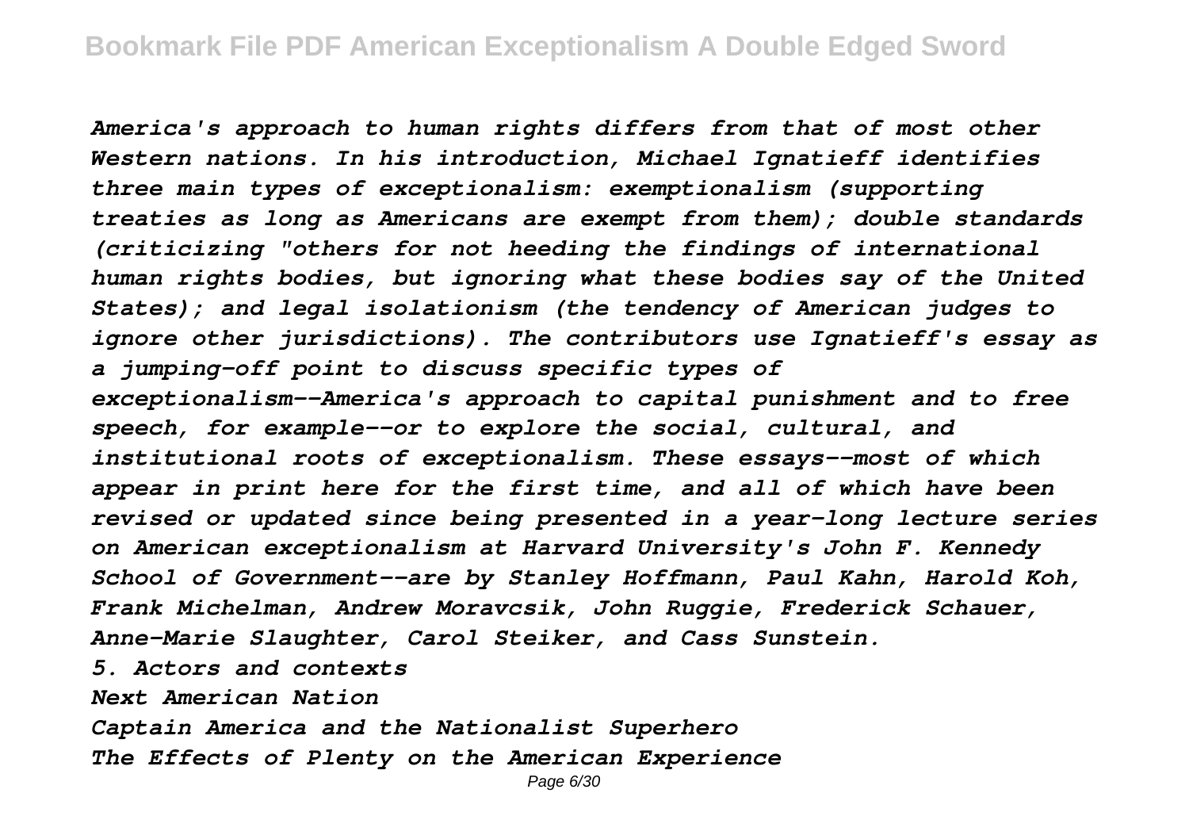*America's approach to human rights differs from that of most other Western nations. In his introduction, Michael Ignatieff identifies three main types of exceptionalism: exemptionalism (supporting treaties as long as Americans are exempt from them); double standards (criticizing "others for not heeding the findings of international human rights bodies, but ignoring what these bodies say of the United States); and legal isolationism (the tendency of American judges to ignore other jurisdictions). The contributors use Ignatieff's essay as a jumping-off point to discuss specific types of exceptionalism--America's approach to capital punishment and to free speech, for example--or to explore the social, cultural, and institutional roots of exceptionalism. These essays--most of which appear in print here for the first time, and all of which have been revised or updated since being presented in a year-long lecture series on American exceptionalism at Harvard University's John F. Kennedy School of Government--are by Stanley Hoffmann, Paul Kahn, Harold Koh, Frank Michelman, Andrew Moravcsik, John Ruggie, Frederick Schauer, Anne-Marie Slaughter, Carol Steiker, and Cass Sunstein.*

*5. Actors and contexts*

*Next American Nation*

*Captain America and the Nationalist Superhero*

*The Effects of Plenty on the American Experience*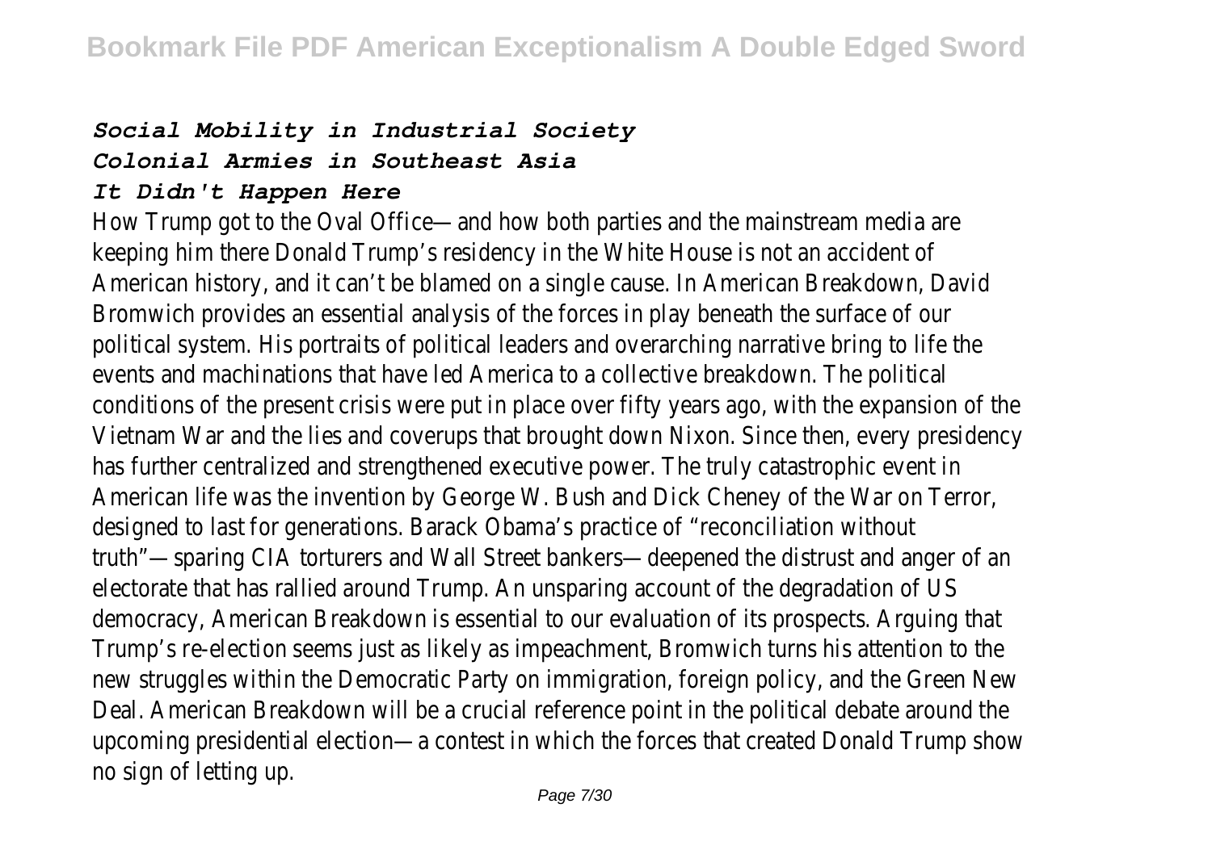***Social Mobility in Industrial Society***
***Colonial Armies in Southeast Asia***
***It Didn't Happen Here***

How Trump got to the Oval Office—and how both parties and the mainstream media are keeping him there Donald Trump's residency in the White House is not an accident of American history, and it can't be blamed on a single cause. In American Breakdown, David Bromwich provides an essential analysis of the forces in play beneath the surface of our political system. His portraits of political leaders and overarching narrative bring to life the events and machinations that have led America to a collective breakdown. The political conditions of the present crisis were put in place over fifty years ago, with the expansion of the Vietnam War and the lies and coverups that brought down Nixon. Since then, every presidency has further centralized and strengthened executive power. The truly catastrophic event in American life was the invention by George W. Bush and Dick Cheney of the War on Terror, designed to last for generations. Barack Obama's practice of "reconciliation without truth"—sparing CIA torturers and Wall Street bankers—deepened the distrust and anger of an electorate that has rallied around Trump. An unsparing account of the degradation of US democracy, American Breakdown is essential to our evaluation of its prospects. Arguing that Trump's re-election seems just as likely as impeachment, Bromwich turns his attention to the new struggles within the Democratic Party on immigration, foreign policy, and the Green New Deal. American Breakdown will be a crucial reference point in the political debate around the upcoming presidential election—a contest in which the forces that created Donald Trump show no sign of letting up.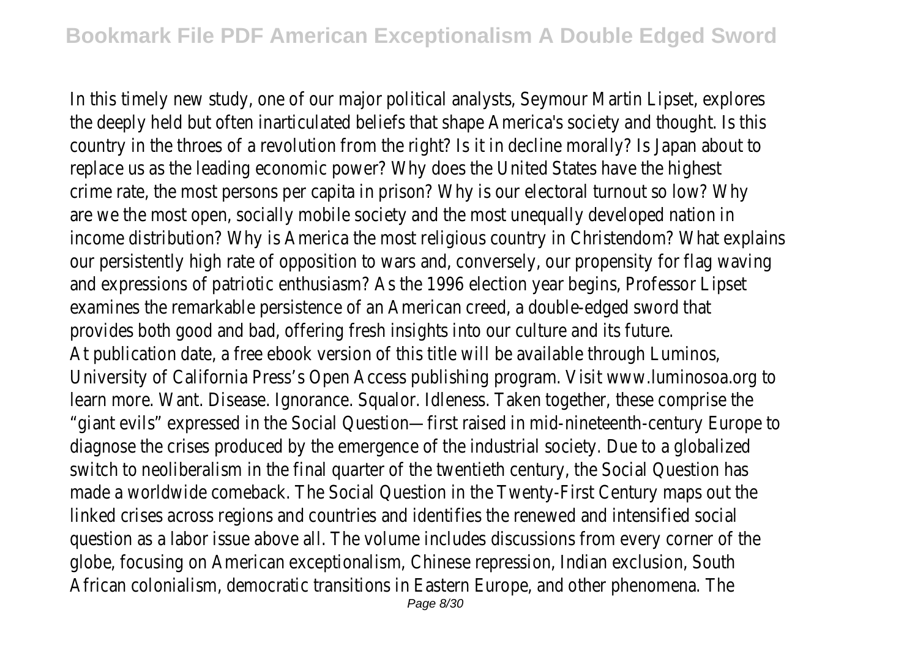In this timely new study, one of our major political analysts, Seymour Martin Lipset, explores the deeply held but often inarticulated beliefs that shape America's society and thought. Is this country in the throes of a revolution from the right? Is it in decline morally? Is Japan about to replace us as the leading economic power? Why does the United States have the highest crime rate, the most persons per capita in prison? Why is our electoral turnout so low? Why are we the most open, socially mobile society and the most unequally developed nation in income distribution? Why is America the most religious country in Christendom? What explains our persistently high rate of opposition to wars and, conversely, our propensity for flag waving and expressions of patriotic enthusiasm? As the 1996 election year begins, Professor Lipset examines the remarkable persistence of an American creed, a double-edged sword that provides both good and bad, offering fresh insights into our culture and its future.

At publication date, a free ebook version of this title will be available through Luminos, University of California Press's Open Access publishing program. Visit www.luminosoa.org to learn more. Want. Disease. Ignorance. Squalor. Idleness. Taken together, these comprise the "giant evils" expressed in the Social Question—first raised in mid-nineteenth-century Europe to diagnose the crises produced by the emergence of the industrial society. Due to a globalized switch to neoliberalism in the final quarter of the twentieth century, the Social Question has made a worldwide comeback. The Social Question in the Twenty-First Century maps out the linked crises across regions and countries and identifies the renewed and intensified social question as a labor issue above all. The volume includes discussions from every corner of the globe, focusing on American exceptionalism, Chinese repression, Indian exclusion, South African colonialism, democratic transitions in Eastern Europe, and other phenomena. The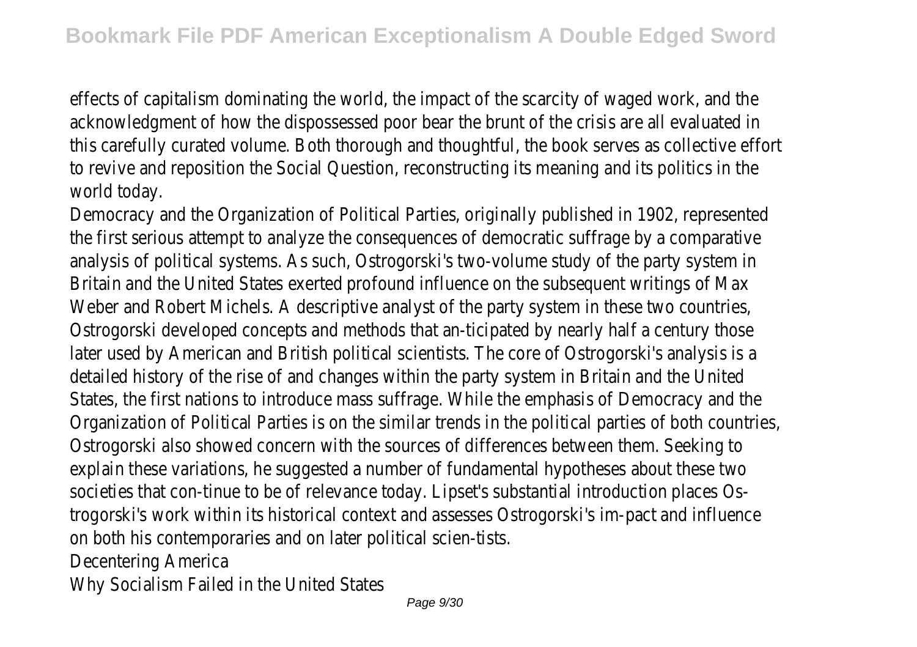effects of capitalism dominating the world, the impact of the scarcity of waged work, and the acknowledgment of how the dispossessed poor bear the brunt of the crisis are all evaluated in this carefully curated volume. Both thorough and thoughtful, the book serves as collective effort to revive and reposition the Social Question, reconstructing its meaning and its politics in the world today.

Democracy and the Organization of Political Parties, originally published in 1902, represented the first serious attempt to analyze the consequences of democratic suffrage by a comparative analysis of political systems. As such, Ostrogorski's two-volume study of the party system in Britain and the United States exerted profound influence on the subsequent writings of Max Weber and Robert Michels. A descriptive analyst of the party system in these two countries, Ostrogorski developed concepts and methods that an-ticipated by nearly half a century those later used by American and British political scientists. The core of Ostrogorski's analysis is a detailed history of the rise of and changes within the party system in Britain and the United States, the first nations to introduce mass suffrage. While the emphasis of Democracy and the Organization of Political Parties is on the similar trends in the political parties of both countries, Ostrogorski also showed concern with the sources of differences between them. Seeking to explain these variations, he suggested a number of fundamental hypotheses about these two societies that con-tinue to be of relevance today. Lipset's substantial introduction places Os-trogorski's work within its historical context and assesses Ostrogorski's im-pact and influence on both his contemporaries and on later political scien-tists.

Decentering America

Why Socialism Failed in the United States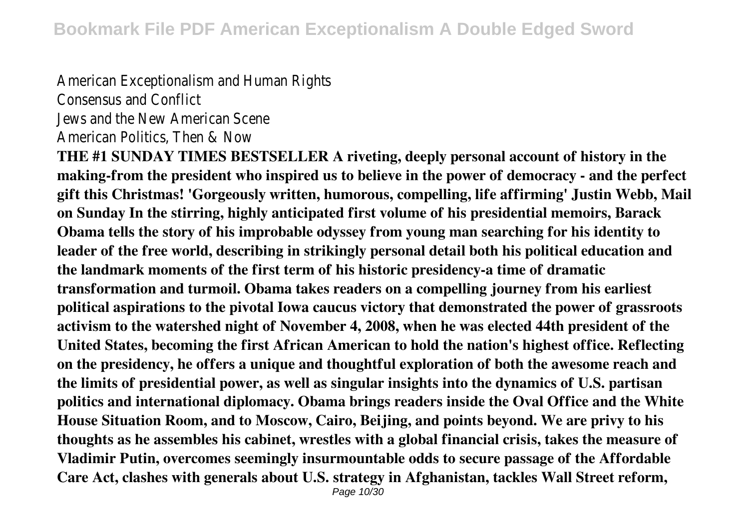American Exceptionalism and Human Rights
Consensus and Conflict
Jews and the New American Scene
American Politics, Then & Now

**THE #1 SUNDAY TIMES BESTSELLER A riveting, deeply personal account of history in the making-from the president who inspired us to believe in the power of democracy - and the perfect gift this Christmas! 'Gorgeously written, humorous, compelling, life affirming' Justin Webb, Mail on Sunday In the stirring, highly anticipated first volume of his presidential memoirs, Barack Obama tells the story of his improbable odyssey from young man searching for his identity to leader of the free world, describing in strikingly personal detail both his political education and the landmark moments of the first term of his historic presidency-a time of dramatic transformation and turmoil. Obama takes readers on a compelling journey from his earliest political aspirations to the pivotal Iowa caucus victory that demonstrated the power of grassroots activism to the watershed night of November 4, 2008, when he was elected 44th president of the United States, becoming the first African American to hold the nation's highest office. Reflecting on the presidency, he offers a unique and thoughtful exploration of both the awesome reach and the limits of presidential power, as well as singular insights into the dynamics of U.S. partisan politics and international diplomacy. Obama brings readers inside the Oval Office and the White House Situation Room, and to Moscow, Cairo, Beijing, and points beyond. We are privy to his thoughts as he assembles his cabinet, wrestles with a global financial crisis, takes the measure of Vladimir Putin, overcomes seemingly insurmountable odds to secure passage of the Affordable Care Act, clashes with generals about U.S. strategy in Afghanistan, tackles Wall Street reform,**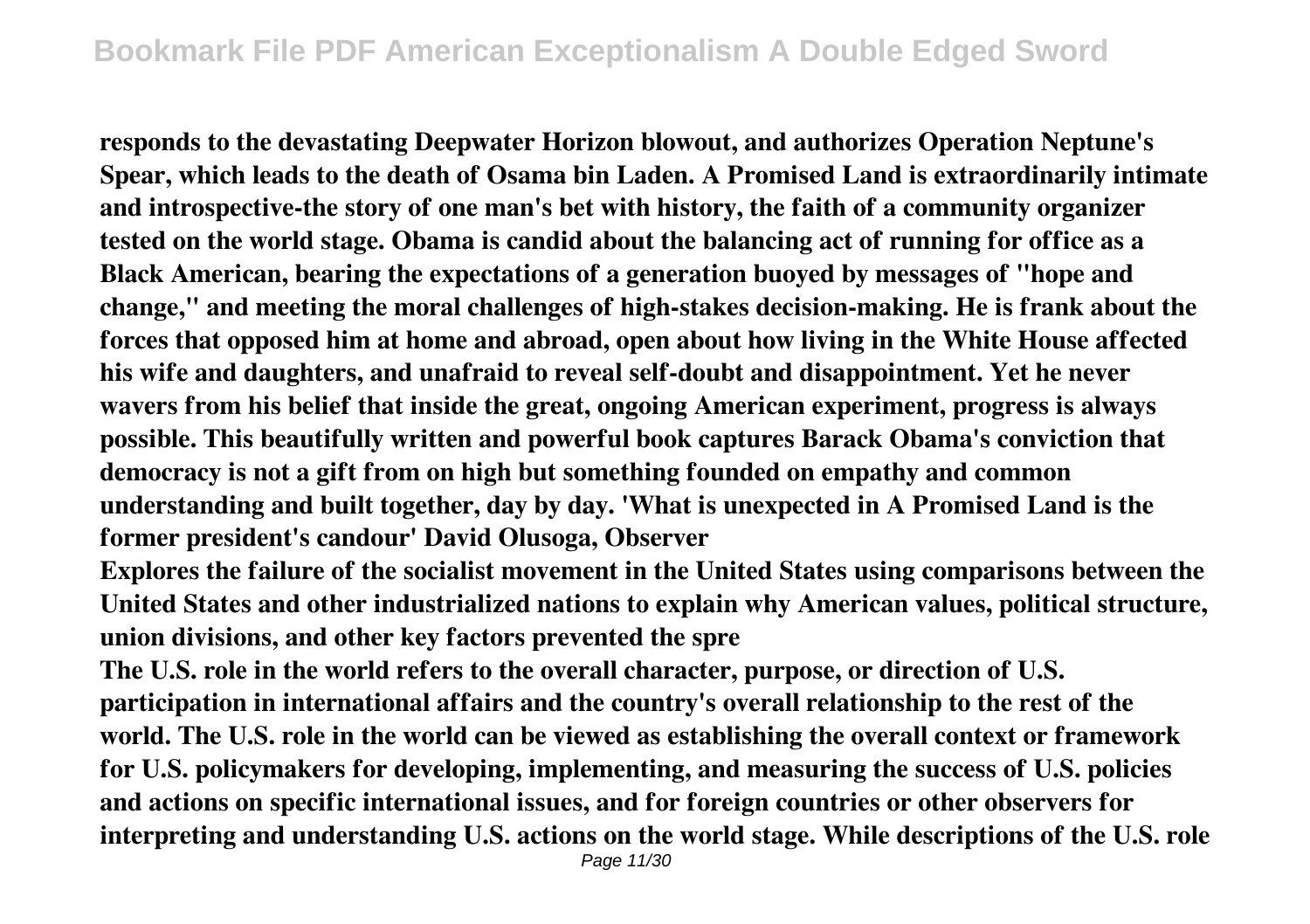**responds to the devastating Deepwater Horizon blowout, and authorizes Operation Neptune's Spear, which leads to the death of Osama bin Laden. A Promised Land is extraordinarily intimate and introspective-the story of one man's bet with history, the faith of a community organizer tested on the world stage. Obama is candid about the balancing act of running for office as a Black American, bearing the expectations of a generation buoyed by messages of "hope and change," and meeting the moral challenges of high-stakes decision-making. He is frank about the forces that opposed him at home and abroad, open about how living in the White House affected his wife and daughters, and unafraid to reveal self-doubt and disappointment. Yet he never wavers from his belief that inside the great, ongoing American experiment, progress is always possible. This beautifully written and powerful book captures Barack Obama's conviction that democracy is not a gift from on high but something founded on empathy and common understanding and built together, day by day. 'What is unexpected in A Promised Land is the former president's candour' David Olusoga, Observer**

**Explores the failure of the socialist movement in the United States using comparisons between the United States and other industrialized nations to explain why American values, political structure, union divisions, and other key factors prevented the spre**

**The U.S. role in the world refers to the overall character, purpose, or direction of U.S. participation in international affairs and the country's overall relationship to the rest of the world. The U.S. role in the world can be viewed as establishing the overall context or framework for U.S. policymakers for developing, implementing, and measuring the success of U.S. policies and actions on specific international issues, and for foreign countries or other observers for interpreting and understanding U.S. actions on the world stage. While descriptions of the U.S. role**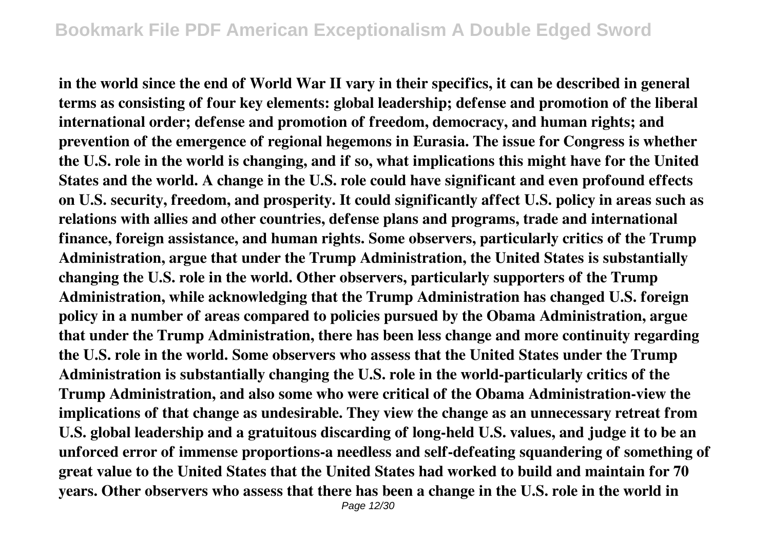in the world since the end of World War II vary in their specifics, it can be described in general terms as consisting of four key elements: global leadership; defense and promotion of the liberal international order; defense and promotion of freedom, democracy, and human rights; and prevention of the emergence of regional hegemons in Eurasia. The issue for Congress is whether the U.S. role in the world is changing, and if so, what implications this might have for the United States and the world. A change in the U.S. role could have significant and even profound effects on U.S. security, freedom, and prosperity. It could significantly affect U.S. policy in areas such as relations with allies and other countries, defense plans and programs, trade and international finance, foreign assistance, and human rights. Some observers, particularly critics of the Trump Administration, argue that under the Trump Administration, the United States is substantially changing the U.S. role in the world. Other observers, particularly supporters of the Trump Administration, while acknowledging that the Trump Administration has changed U.S. foreign policy in a number of areas compared to policies pursued by the Obama Administration, argue that under the Trump Administration, there has been less change and more continuity regarding the U.S. role in the world. Some observers who assess that the United States under the Trump Administration is substantially changing the U.S. role in the world-particularly critics of the Trump Administration, and also some who were critical of the Obama Administration-view the implications of that change as undesirable. They view the change as an unnecessary retreat from U.S. global leadership and a gratuitous discarding of long-held U.S. values, and judge it to be an unforced error of immense proportions-a needless and self-defeating squandering of something of great value to the United States that the United States had worked to build and maintain for 70 years. Other observers who assess that there has been a change in the U.S. role in the world in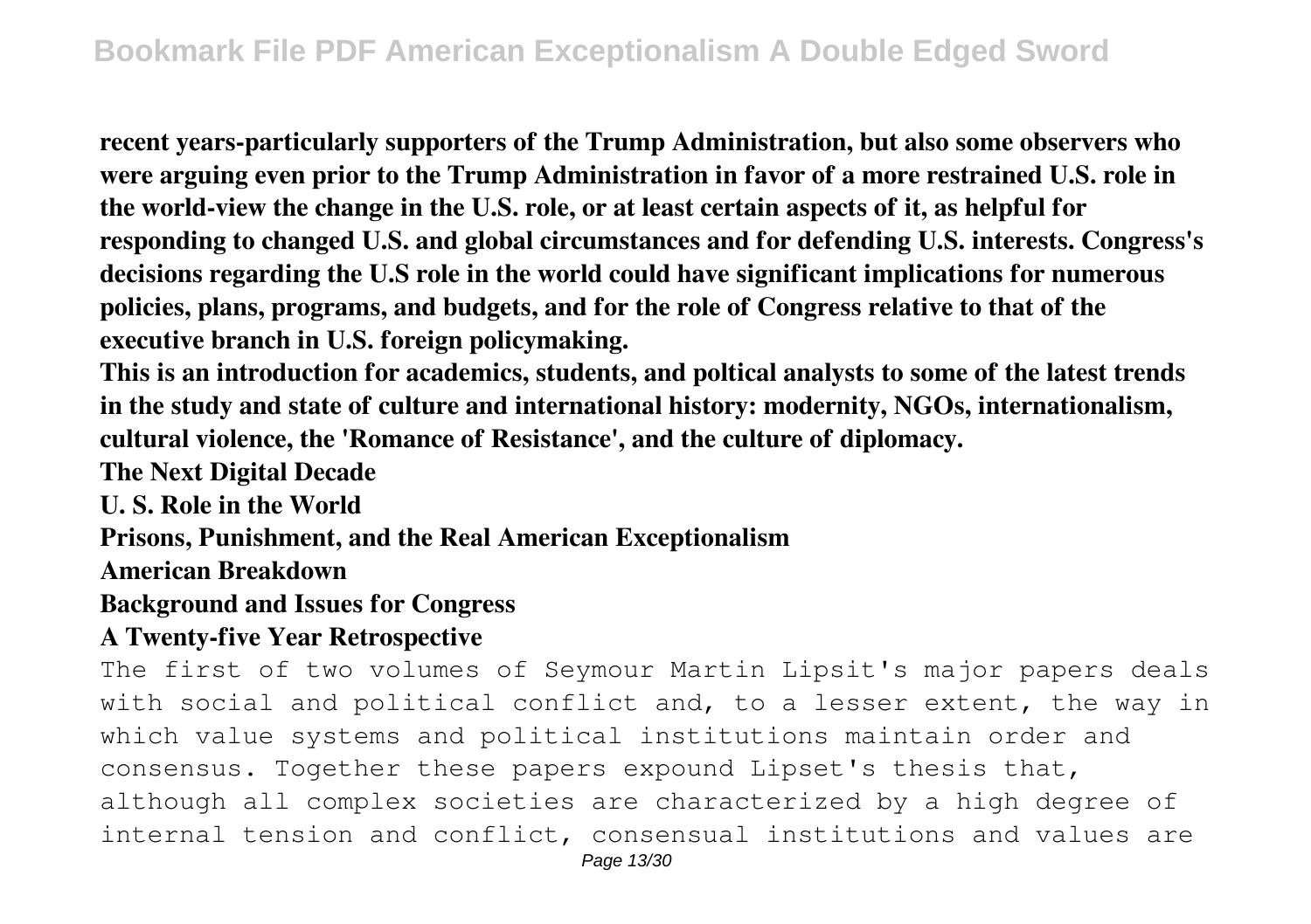**recent years-particularly supporters of the Trump Administration, but also some observers who were arguing even prior to the Trump Administration in favor of a more restrained U.S. role in the world-view the change in the U.S. role, or at least certain aspects of it, as helpful for responding to changed U.S. and global circumstances and for defending U.S. interests. Congress's decisions regarding the U.S role in the world could have significant implications for numerous policies, plans, programs, and budgets, and for the role of Congress relative to that of the executive branch in U.S. foreign policymaking.**

**This is an introduction for academics, students, and poltical analysts to some of the latest trends in the study and state of culture and international history: modernity, NGOs, internationalism, cultural violence, the 'Romance of Resistance', and the culture of diplomacy.**

**The Next Digital Decade**

**U. S. Role in the World**

**Prisons, Punishment, and the Real American Exceptionalism**

**American Breakdown**

**Background and Issues for Congress**

**A Twenty-five Year Retrospective**

The first of two volumes of Seymour Martin Lipsit's major papers deals with social and political conflict and, to a lesser extent, the way in which value systems and political institutions maintain order and consensus. Together these papers expound Lipset's thesis that, although all complex societies are characterized by a high degree of internal tension and conflict, consensual institutions and values are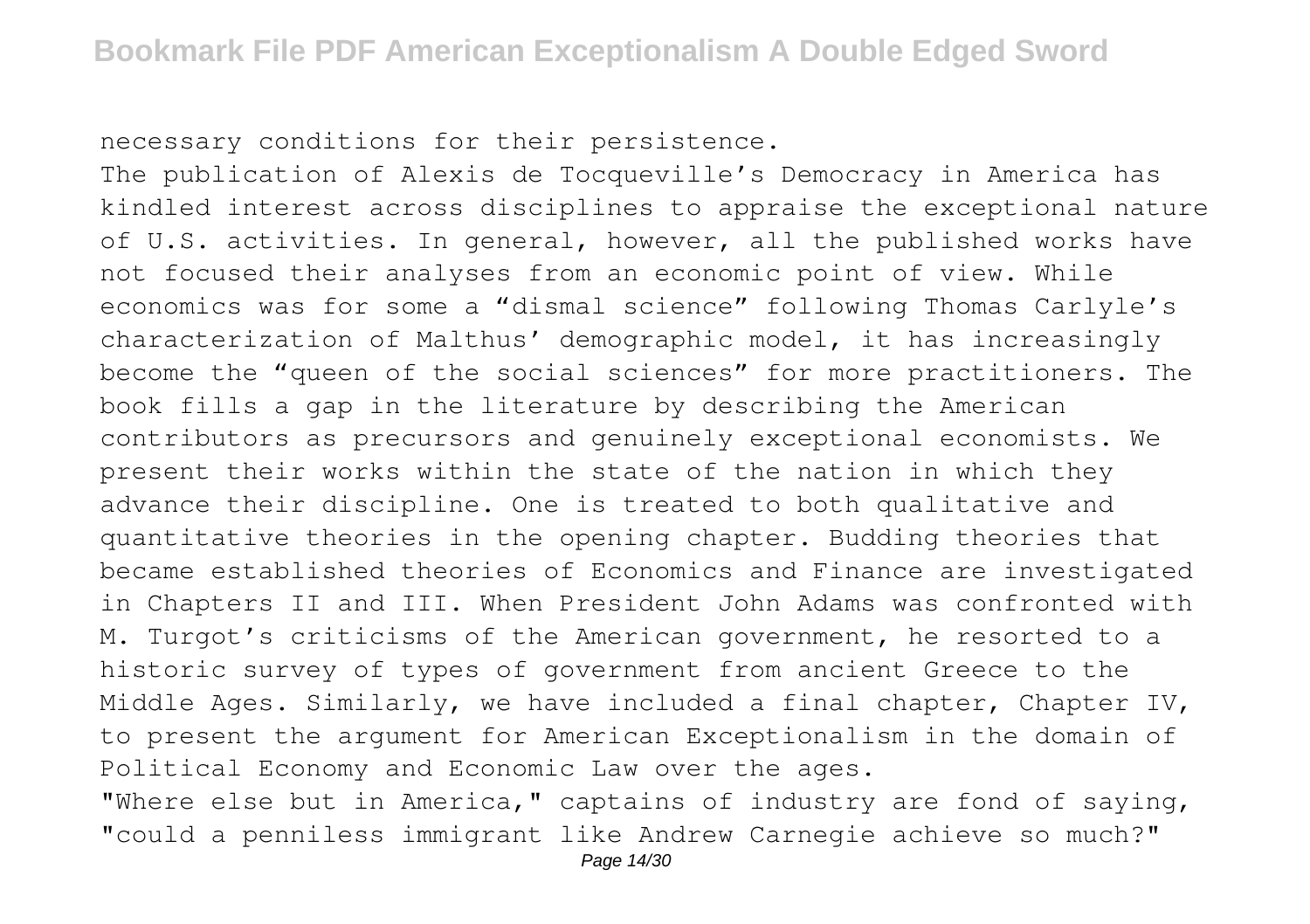necessary conditions for their persistence.

The publication of Alexis de Tocqueville's Democracy in America has kindled interest across disciplines to appraise the exceptional nature of U.S. activities. In general, however, all the published works have not focused their analyses from an economic point of view. While economics was for some a "dismal science" following Thomas Carlyle's characterization of Malthus' demographic model, it has increasingly become the "queen of the social sciences" for more practitioners. The book fills a gap in the literature by describing the American contributors as precursors and genuinely exceptional economists. We present their works within the state of the nation in which they advance their discipline. One is treated to both qualitative and quantitative theories in the opening chapter. Budding theories that became established theories of Economics and Finance are investigated in Chapters II and III. When President John Adams was confronted with M. Turgot's criticisms of the American government, he resorted to a historic survey of types of government from ancient Greece to the Middle Ages. Similarly, we have included a final chapter, Chapter IV, to present the argument for American Exceptionalism in the domain of Political Economy and Economic Law over the ages.

"Where else but in America," captains of industry are fond of saying, "could a penniless immigrant like Andrew Carnegie achieve so much?"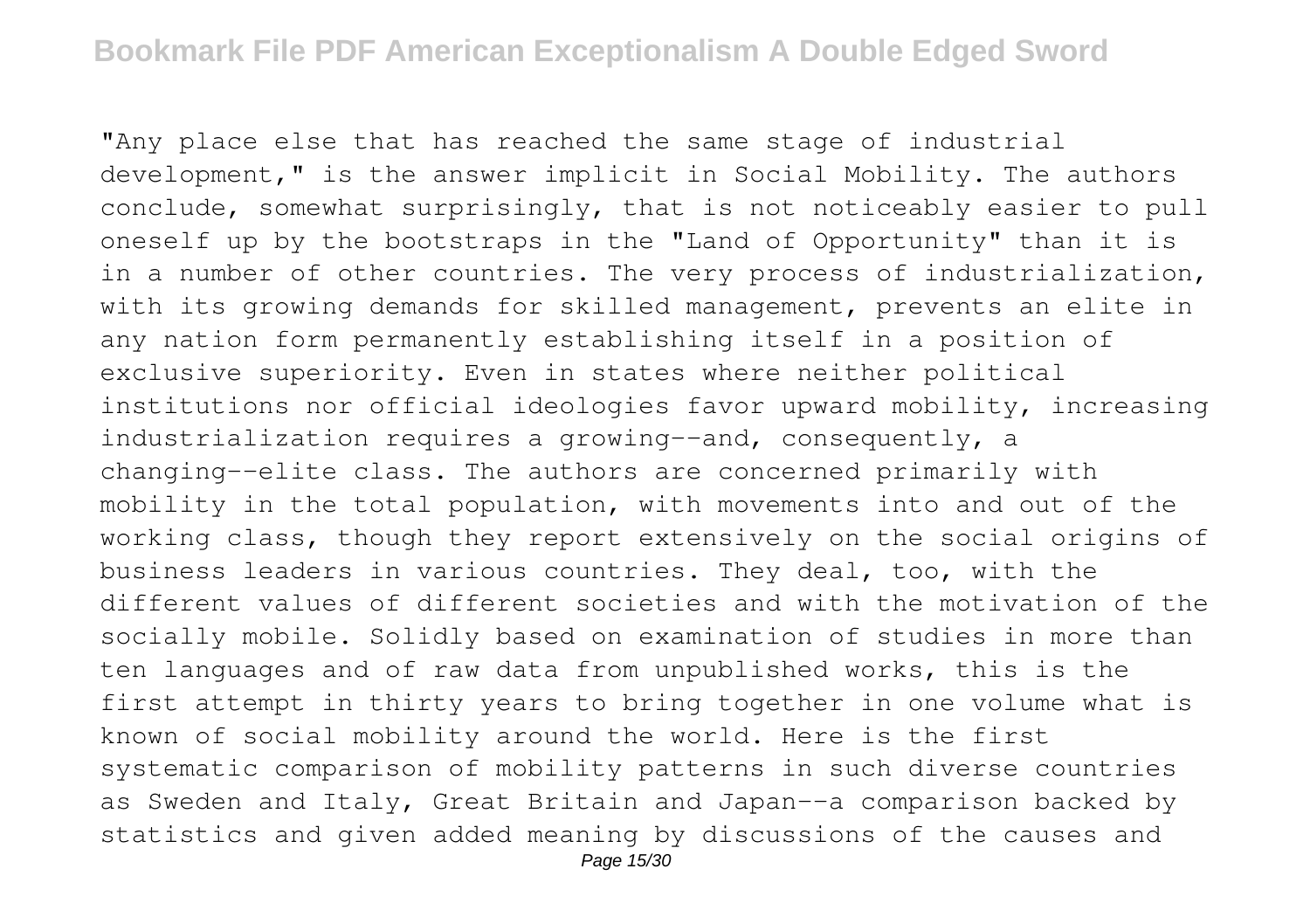"Any place else that has reached the same stage of industrial development," is the answer implicit in Social Mobility. The authors conclude, somewhat surprisingly, that is not noticeably easier to pull oneself up by the bootstraps in the "Land of Opportunity" than it is in a number of other countries. The very process of industrialization, with its growing demands for skilled management, prevents an elite in any nation form permanently establishing itself in a position of exclusive superiority. Even in states where neither political institutions nor official ideologies favor upward mobility, increasing industrialization requires a growing--and, consequently, a changing--elite class. The authors are concerned primarily with mobility in the total population, with movements into and out of the working class, though they report extensively on the social origins of business leaders in various countries. They deal, too, with the different values of different societies and with the motivation of the socially mobile. Solidly based on examination of studies in more than ten languages and of raw data from unpublished works, this is the first attempt in thirty years to bring together in one volume what is known of social mobility around the world. Here is the first systematic comparison of mobility patterns in such diverse countries as Sweden and Italy, Great Britain and Japan--a comparison backed by statistics and given added meaning by discussions of the causes and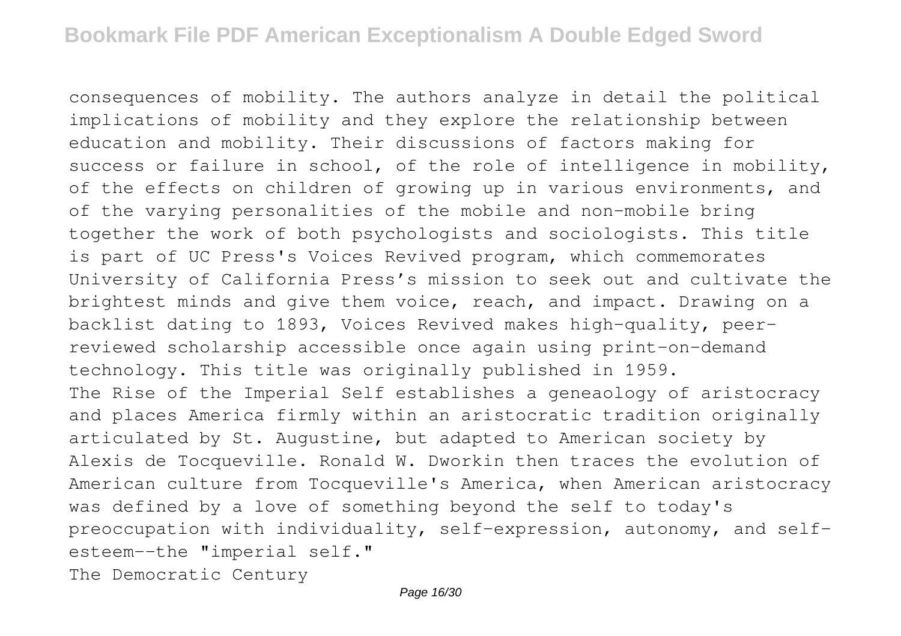consequences of mobility. The authors analyze in detail the political implications of mobility and they explore the relationship between education and mobility. Their discussions of factors making for success or failure in school, of the role of intelligence in mobility, of the effects on children of growing up in various environments, and of the varying personalities of the mobile and non-mobile bring together the work of both psychologists and sociologists. This title is part of UC Press's Voices Revived program, which commemorates University of California Press's mission to seek out and cultivate the brightest minds and give them voice, reach, and impact. Drawing on a backlist dating to 1893, Voices Revived makes high-quality, peer-reviewed scholarship accessible once again using print-on-demand technology. This title was originally published in 1959.

The Rise of the Imperial Self establishes a geneaology of aristocracy and places America firmly within an aristocratic tradition originally articulated by St. Augustine, but adapted to American society by Alexis de Tocqueville. Ronald W. Dworkin then traces the evolution of American culture from Tocqueville's America, when American aristocracy was defined by a love of something beyond the self to today's preoccupation with individuality, self-expression, autonomy, and self-esteem--the "imperial self."

The Democratic Century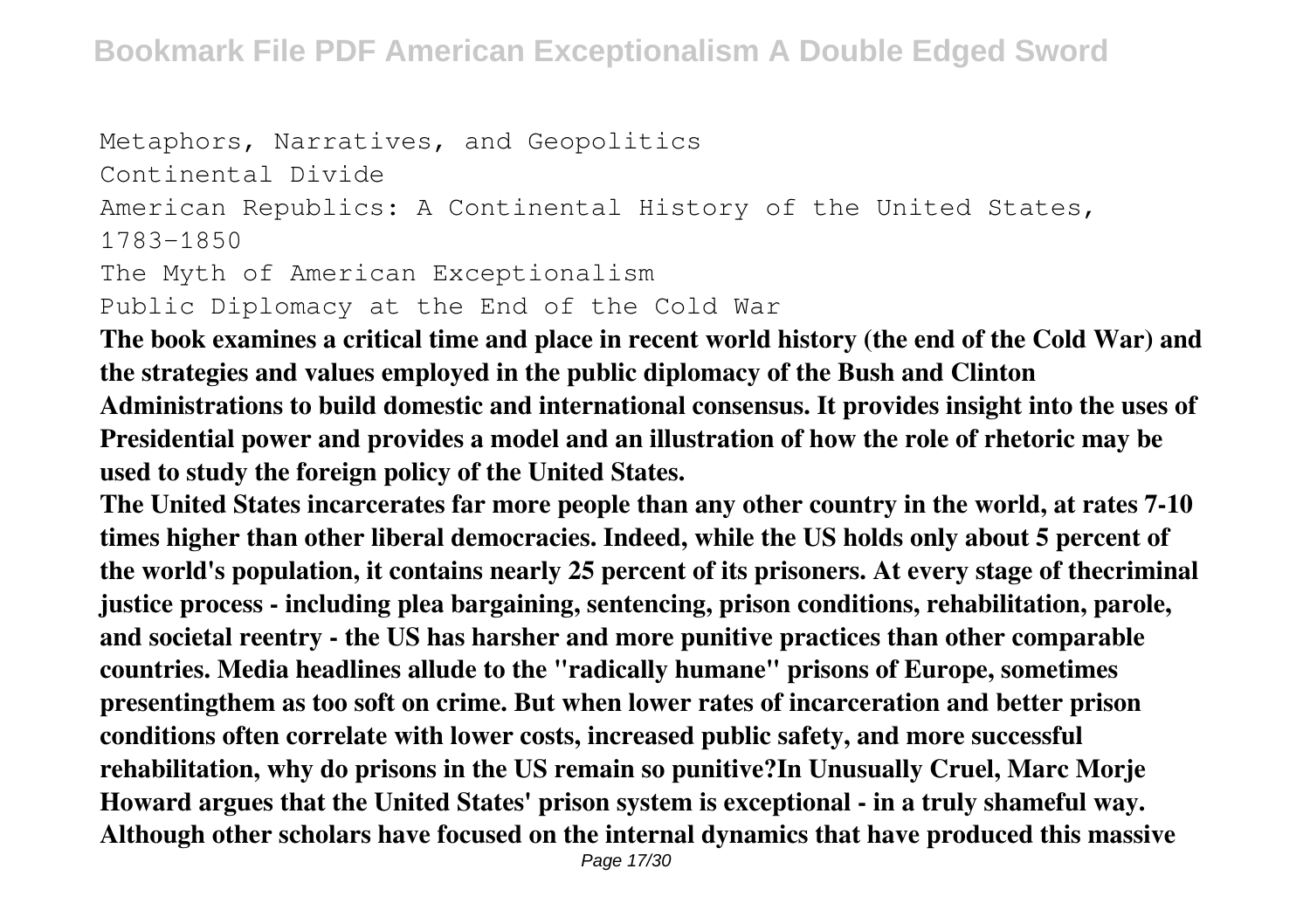Metaphors, Narratives, and Geopolitics
Continental Divide
American Republics: A Continental History of the United States, 1783-1850
The Myth of American Exceptionalism
Public Diplomacy at the End of the Cold War

**The book examines a critical time and place in recent world history (the end of the Cold War) and the strategies and values employed in the public diplomacy of the Bush and Clinton Administrations to build domestic and international consensus. It provides insight into the uses of Presidential power and provides a model and an illustration of how the role of rhetoric may be used to study the foreign policy of the United States.**

**The United States incarcerates far more people than any other country in the world, at rates 7-10 times higher than other liberal democracies. Indeed, while the US holds only about 5 percent of the world's population, it contains nearly 25 percent of its prisoners. At every stage of thecriminal justice process - including plea bargaining, sentencing, prison conditions, rehabilitation, parole, and societal reentry - the US has harsher and more punitive practices than other comparable countries. Media headlines allude to the "radically humane" prisons of Europe, sometimes presentingthem as too soft on crime. But when lower rates of incarceration and better prison conditions often correlate with lower costs, increased public safety, and more successful rehabilitation, why do prisons in the US remain so punitive?In Unusually Cruel, Marc Morje Howard argues that the United States' prison system is exceptional - in a truly shameful way. Although other scholars have focused on the internal dynamics that have produced this massive**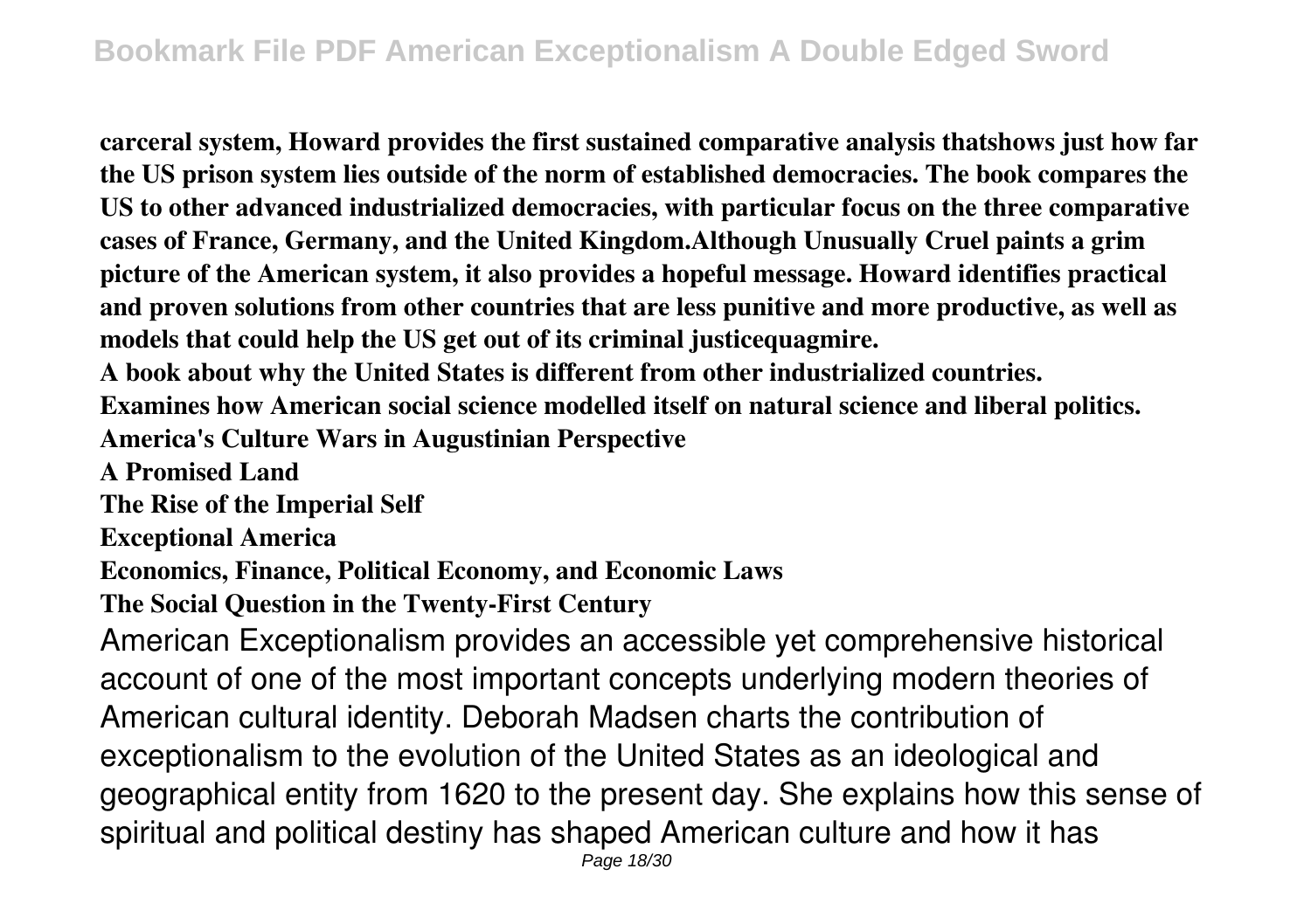**carceral system, Howard provides the first sustained comparative analysis thatshows just how far the US prison system lies outside of the norm of established democracies. The book compares the US to other advanced industrialized democracies, with particular focus on the three comparative cases of France, Germany, and the United Kingdom.Although Unusually Cruel paints a grim picture of the American system, it also provides a hopeful message. Howard identifies practical and proven solutions from other countries that are less punitive and more productive, as well as models that could help the US get out of its criminal justicequagmire.**

**A book about why the United States is different from other industrialized countries.**

**Examines how American social science modelled itself on natural science and liberal politics.**

**America's Culture Wars in Augustinian Perspective**

**A Promised Land**

**The Rise of the Imperial Self**

**Exceptional America**

**Economics, Finance, Political Economy, and Economic Laws**

**The Social Question in the Twenty-First Century**

American Exceptionalism provides an accessible yet comprehensive historical account of one of the most important concepts underlying modern theories of American cultural identity. Deborah Madsen charts the contribution of exceptionalism to the evolution of the United States as an ideological and geographical entity from 1620 to the present day. She explains how this sense of spiritual and political destiny has shaped American culture and how it has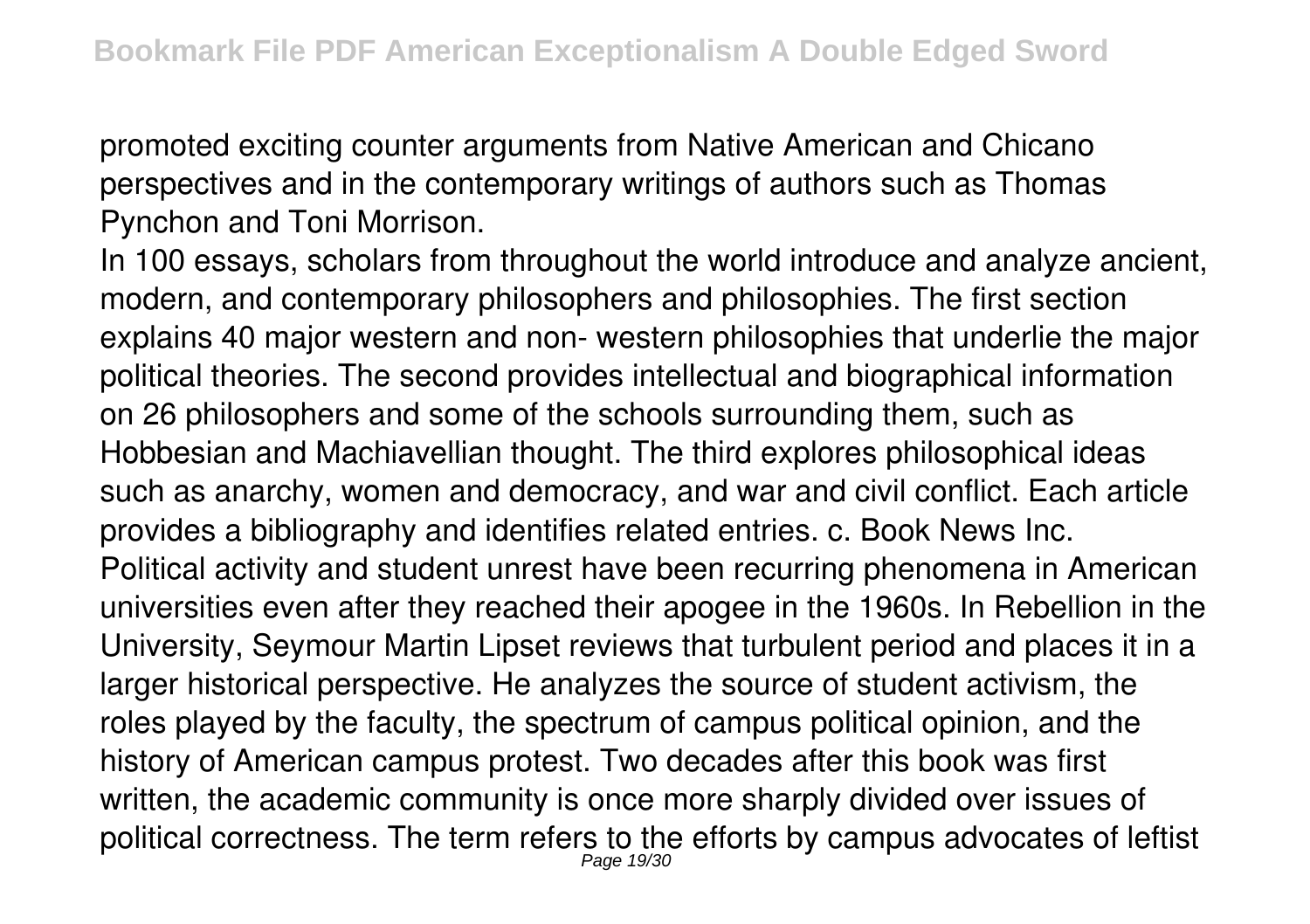promoted exciting counter arguments from Native American and Chicano perspectives and in the contemporary writings of authors such as Thomas Pynchon and Toni Morrison.

In 100 essays, scholars from throughout the world introduce and analyze ancient, modern, and contemporary philosophers and philosophies. The first section explains 40 major western and non- western philosophies that underlie the major political theories. The second provides intellectual and biographical information on 26 philosophers and some of the schools surrounding them, such as Hobbesian and Machiavellian thought. The third explores philosophical ideas such as anarchy, women and democracy, and war and civil conflict. Each article provides a bibliography and identifies related entries. c. Book News Inc.

Political activity and student unrest have been recurring phenomena in American universities even after they reached their apogee in the 1960s. In Rebellion in the University, Seymour Martin Lipset reviews that turbulent period and places it in a larger historical perspective. He analyzes the source of student activism, the roles played by the faculty, the spectrum of campus political opinion, and the history of American campus protest. Two decades after this book was first written, the academic community is once more sharply divided over issues of political correctness. The term refers to the efforts by campus advocates of leftist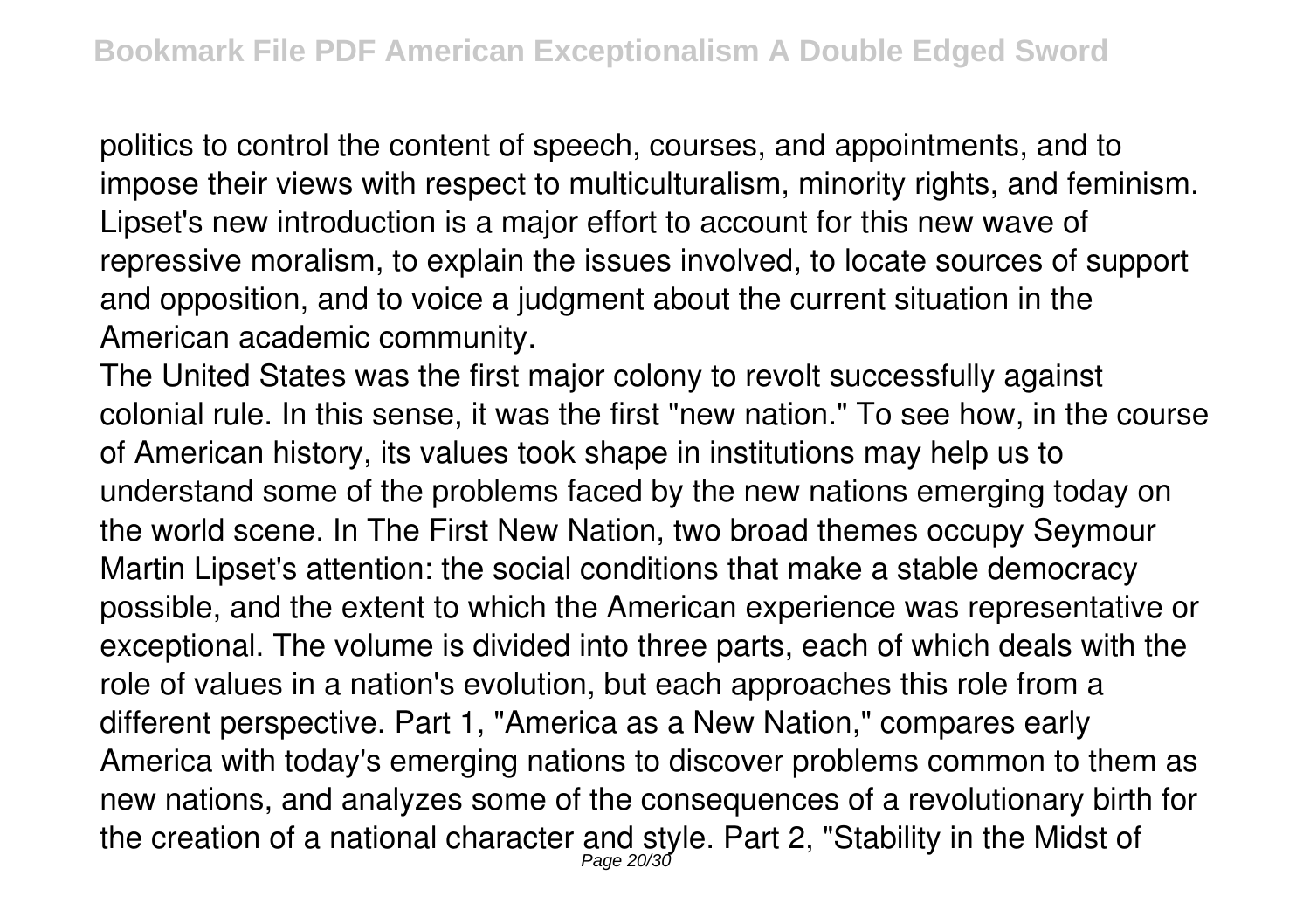politics to control the content of speech, courses, and appointments, and to impose their views with respect to multiculturalism, minority rights, and feminism. Lipset's new introduction is a major effort to account for this new wave of repressive moralism, to explain the issues involved, to locate sources of support and opposition, and to voice a judgment about the current situation in the American academic community.

The United States was the first major colony to revolt successfully against colonial rule. In this sense, it was the first "new nation." To see how, in the course of American history, its values took shape in institutions may help us to understand some of the problems faced by the new nations emerging today on the world scene. In The First New Nation, two broad themes occupy Seymour Martin Lipset's attention: the social conditions that make a stable democracy possible, and the extent to which the American experience was representative or exceptional. The volume is divided into three parts, each of which deals with the role of values in a nation's evolution, but each approaches this role from a different perspective. Part 1, "America as a New Nation," compares early America with today's emerging nations to discover problems common to them as new nations, and analyzes some of the consequences of a revolutionary birth for the creation of a national character and style. Part 2, "Stability in the Midst of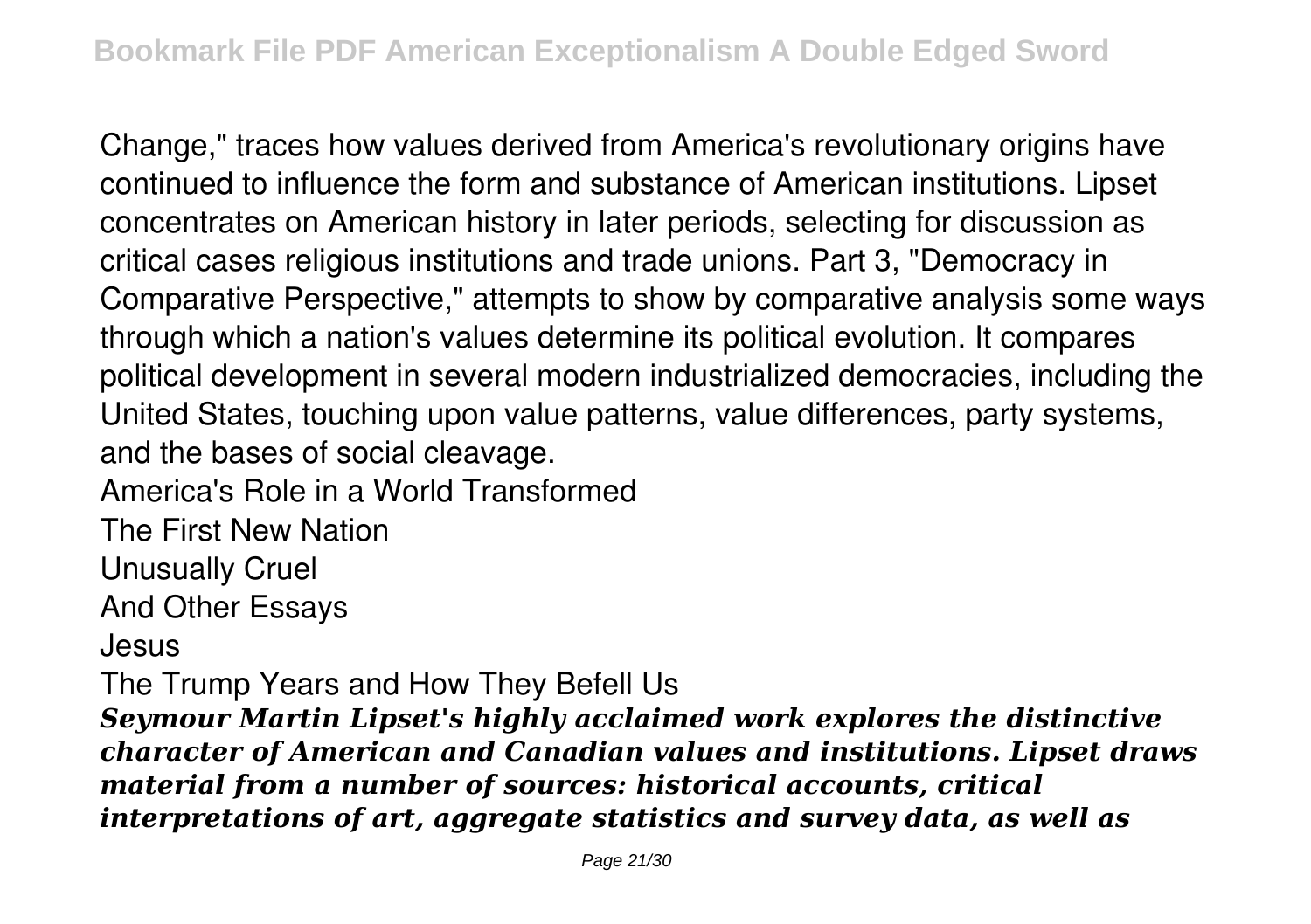Change," traces how values derived from America's revolutionary origins have continued to influence the form and substance of American institutions. Lipset concentrates on American history in later periods, selecting for discussion as critical cases religious institutions and trade unions. Part 3, "Democracy in Comparative Perspective," attempts to show by comparative analysis some ways through which a nation's values determine its political evolution. It compares political development in several modern industrialized democracies, including the United States, touching upon value patterns, value differences, party systems, and the bases of social cleavage.

America's Role in a World Transformed

The First New Nation

Unusually Cruel

And Other Essays

Jesus

The Trump Years and How They Befell Us

***Seymour Martin Lipset's highly acclaimed work explores the distinctive character of American and Canadian values and institutions. Lipset draws material from a number of sources: historical accounts, critical interpretations of art, aggregate statistics and survey data, as well as***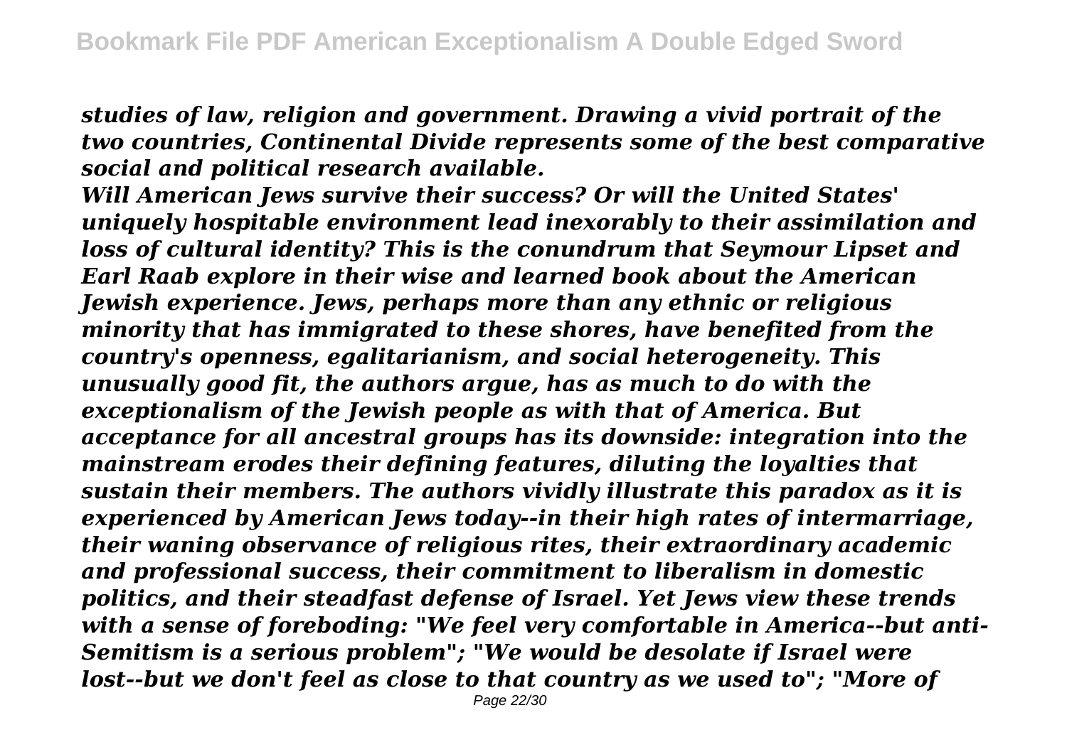*studies of law, religion and government. Drawing a vivid portrait of the two countries, Continental Divide represents some of the best comparative social and political research available.*

*Will American Jews survive their success? Or will the United States' uniquely hospitable environment lead inexorably to their assimilation and loss of cultural identity? This is the conundrum that Seymour Lipset and Earl Raab explore in their wise and learned book about the American Jewish experience. Jews, perhaps more than any ethnic or religious minority that has immigrated to these shores, have benefited from the country's openness, egalitarianism, and social heterogeneity. This unusually good fit, the authors argue, has as much to do with the exceptionalism of the Jewish people as with that of America. But acceptance for all ancestral groups has its downside: integration into the mainstream erodes their defining features, diluting the loyalties that sustain their members. The authors vividly illustrate this paradox as it is experienced by American Jews today--in their high rates of intermarriage, their waning observance of religious rites, their extraordinary academic and professional success, their commitment to liberalism in domestic politics, and their steadfast defense of Israel. Yet Jews view these trends with a sense of foreboding: "We feel very comfortable in America--but anti-Semitism is a serious problem"; "We would be desolate if Israel were lost--but we don't feel as close to that country as we used to"; "More of*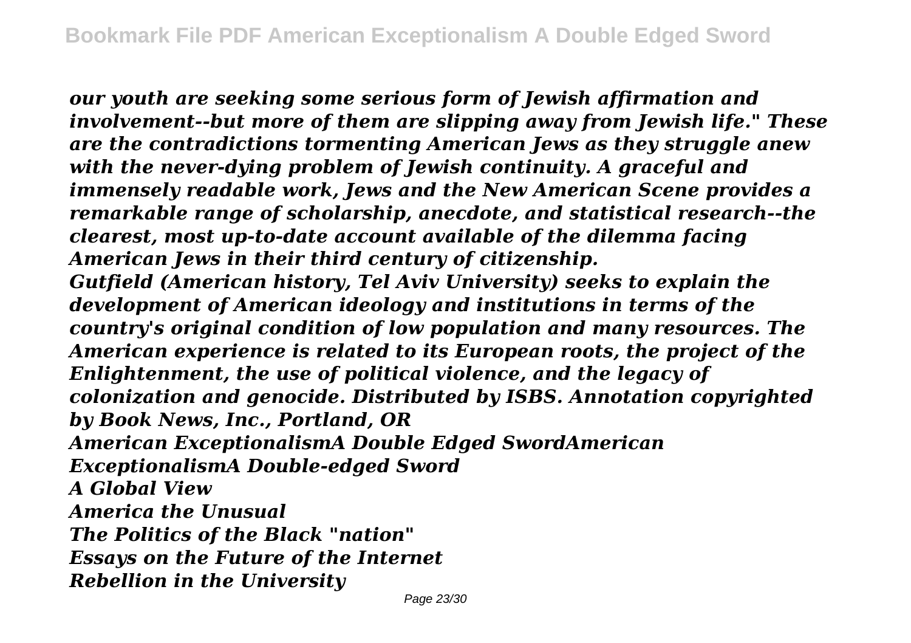*our youth are seeking some serious form of Jewish affirmation and involvement--but more of them are slipping away from Jewish life." These are the contradictions tormenting American Jews as they struggle anew with the never-dying problem of Jewish continuity. A graceful and immensely readable work, Jews and the New American Scene provides a remarkable range of scholarship, anecdote, and statistical research--the clearest, most up-to-date account available of the dilemma facing American Jews in their third century of citizenship.*

*Gutfield (American history, Tel Aviv University) seeks to explain the development of American ideology and institutions in terms of the country's original condition of low population and many resources. The American experience is related to its European roots, the project of the Enlightenment, the use of political violence, and the legacy of colonization and genocide. Distributed by ISBS. Annotation copyrighted by Book News, Inc., Portland, OR*

*American ExceptionalismA Double Edged SwordAmerican ExceptionalismA Double-edged Sword*

*A Global View*

*America the Unusual*

*The Politics of the Black "nation"*

*Essays on the Future of the Internet*

*Rebellion in the University*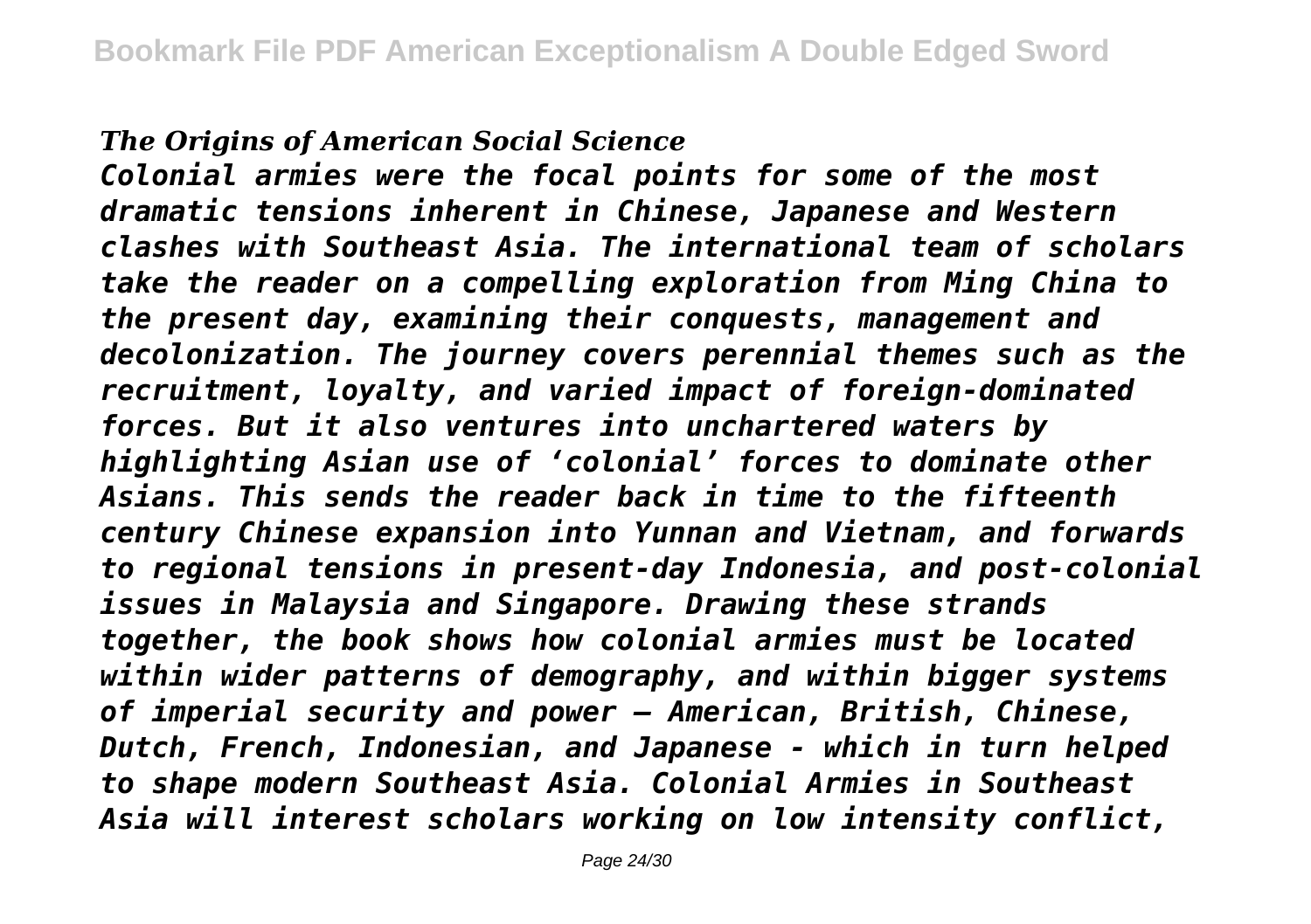***The Origins of American Social Science***

*Colonial armies were the focal points for some of the most dramatic tensions inherent in Chinese, Japanese and Western clashes with Southeast Asia. The international team of scholars take the reader on a compelling exploration from Ming China to the present day, examining their conquests, management and decolonization. The journey covers perennial themes such as the recruitment, loyalty, and varied impact of foreign-dominated forces. But it also ventures into unchartered waters by highlighting Asian use of 'colonial' forces to dominate other Asians. This sends the reader back in time to the fifteenth century Chinese expansion into Yunnan and Vietnam, and forwards to regional tensions in present-day Indonesia, and post-colonial issues in Malaysia and Singapore. Drawing these strands together, the book shows how colonial armies must be located within wider patterns of demography, and within bigger systems of imperial security and power – American, British, Chinese, Dutch, French, Indonesian, and Japanese - which in turn helped to shape modern Southeast Asia. Colonial Armies in Southeast Asia will interest scholars working on low intensity conflict,*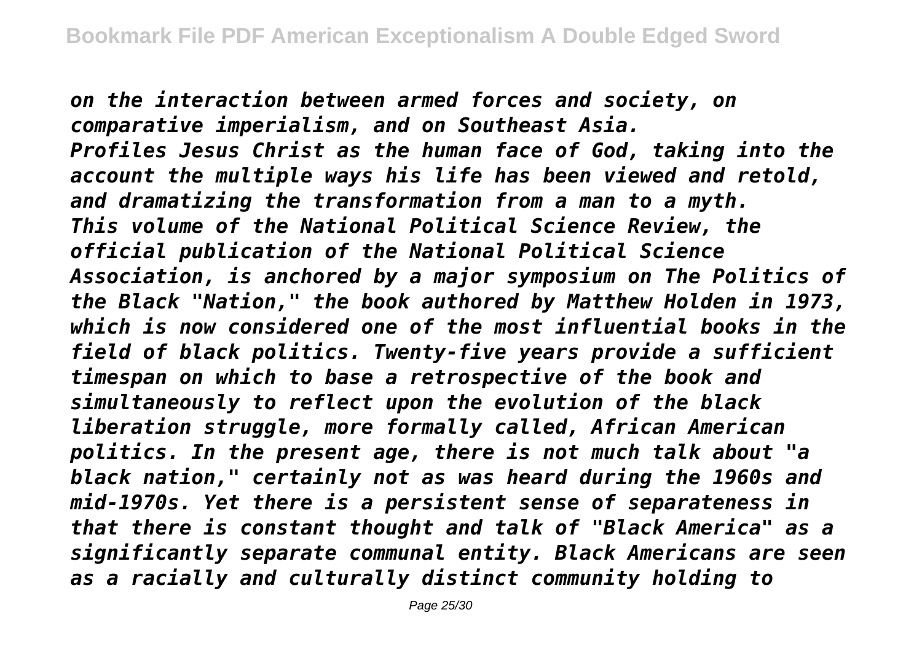*on the interaction between armed forces and society, on comparative imperialism, and on Southeast Asia.*

*Profiles Jesus Christ as the human face of God, taking into the account the multiple ways his life has been viewed and retold, and dramatizing the transformation from a man to a myth.*

*This volume of the National Political Science Review, the official publication of the National Political Science Association, is anchored by a major symposium on The Politics of the Black "Nation," the book authored by Matthew Holden in 1973, which is now considered one of the most influential books in the field of black politics. Twenty-five years provide a sufficient timespan on which to base a retrospective of the book and simultaneously to reflect upon the evolution of the black liberation struggle, more formally called, African American politics. In the present age, there is not much talk about "a black nation," certainly not as was heard during the 1960s and mid-1970s. Yet there is a persistent sense of separateness in that there is constant thought and talk of "Black America" as a significantly separate communal entity. Black Americans are seen as a racially and culturally distinct community holding to*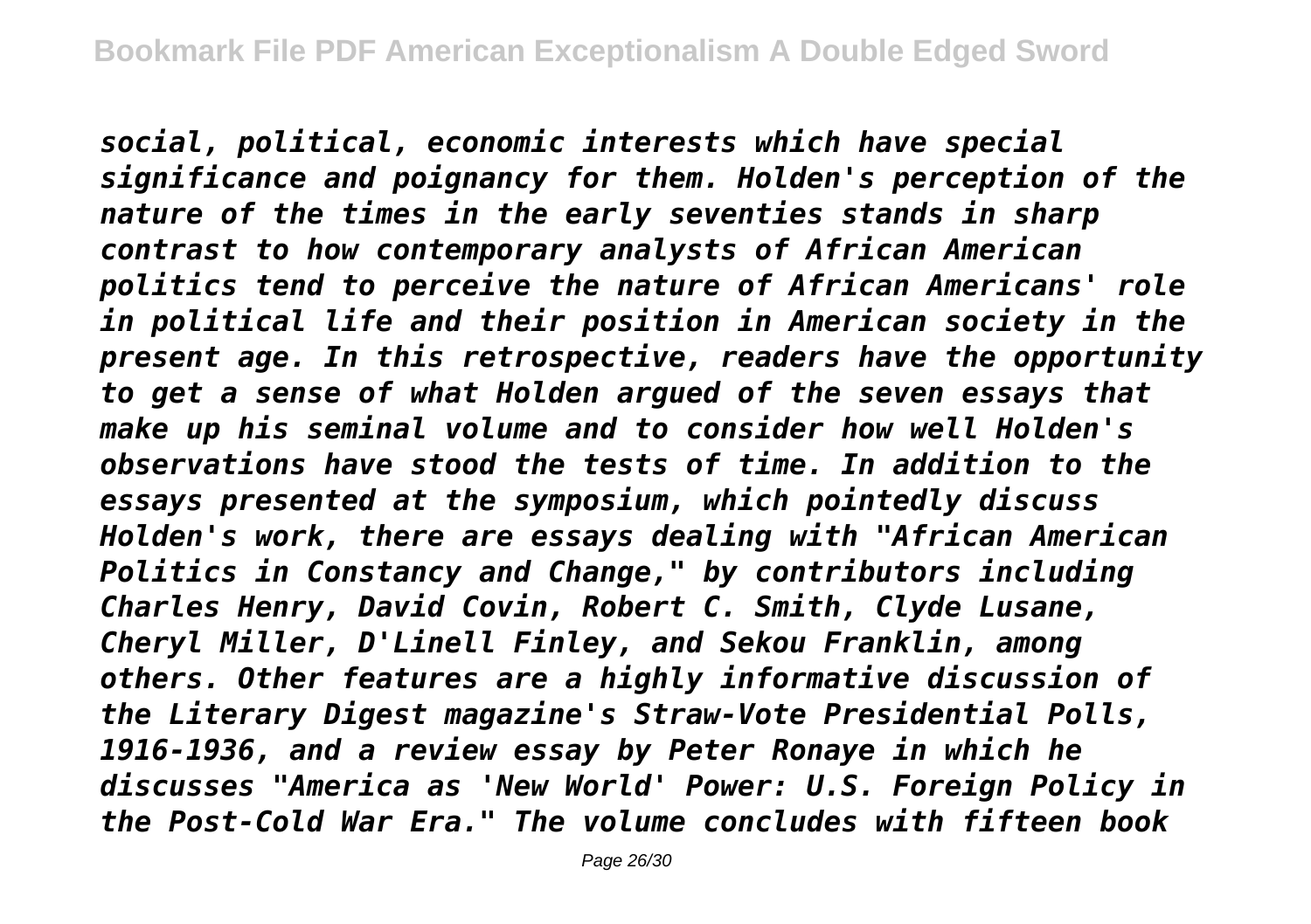*social, political, economic interests which have special significance and poignancy for them. Holden's perception of the nature of the times in the early seventies stands in sharp contrast to how contemporary analysts of African American politics tend to perceive the nature of African Americans' role in political life and their position in American society in the present age. In this retrospective, readers have the opportunity to get a sense of what Holden argued of the seven essays that make up his seminal volume and to consider how well Holden's observations have stood the tests of time. In addition to the essays presented at the symposium, which pointedly discuss Holden's work, there are essays dealing with "African American Politics in Constancy and Change," by contributors including Charles Henry, David Covin, Robert C. Smith, Clyde Lusane, Cheryl Miller, D'Linell Finley, and Sekou Franklin, among others. Other features are a highly informative discussion of the Literary Digest magazine's Straw-Vote Presidential Polls, 1916-1936, and a review essay by Peter Ronaye in which he discusses "America as 'New World' Power: U.S. Foreign Policy in the Post-Cold War Era." The volume concludes with fifteen book*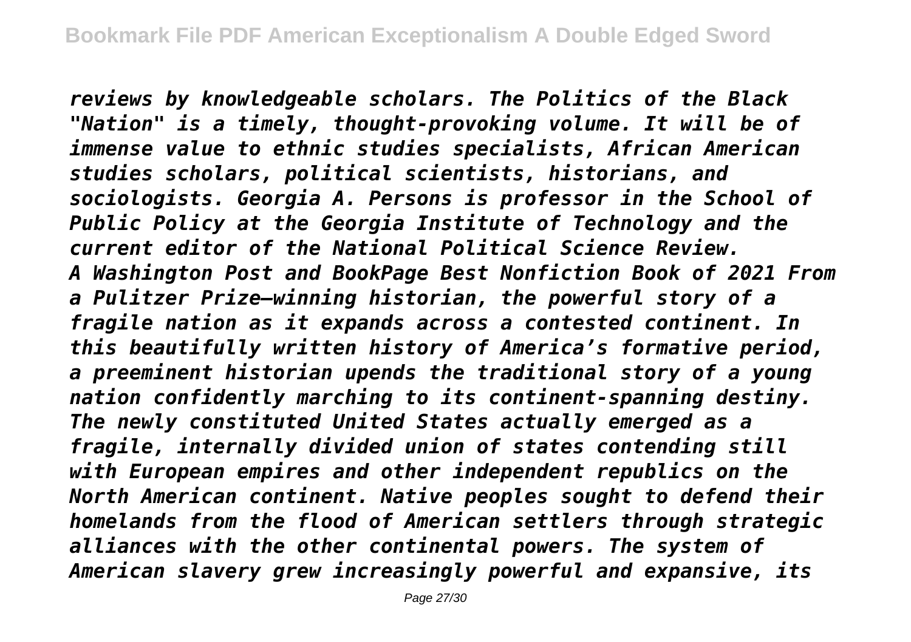*reviews by knowledgeable scholars. The Politics of the Black "Nation" is a timely, thought-provoking volume. It will be of immense value to ethnic studies specialists, African American studies scholars, political scientists, historians, and sociologists. Georgia A. Persons is professor in the School of Public Policy at the Georgia Institute of Technology and the current editor of the National Political Science Review.*

*A Washington Post and BookPage Best Nonfiction Book of 2021 From a Pulitzer Prize–winning historian, the powerful story of a fragile nation as it expands across a contested continent. In this beautifully written history of America's formative period, a preeminent historian upends the traditional story of a young nation confidently marching to its continent-spanning destiny. The newly constituted United States actually emerged as a fragile, internally divided union of states contending still with European empires and other independent republics on the North American continent. Native peoples sought to defend their homelands from the flood of American settlers through strategic alliances with the other continental powers. The system of American slavery grew increasingly powerful and expansive, its*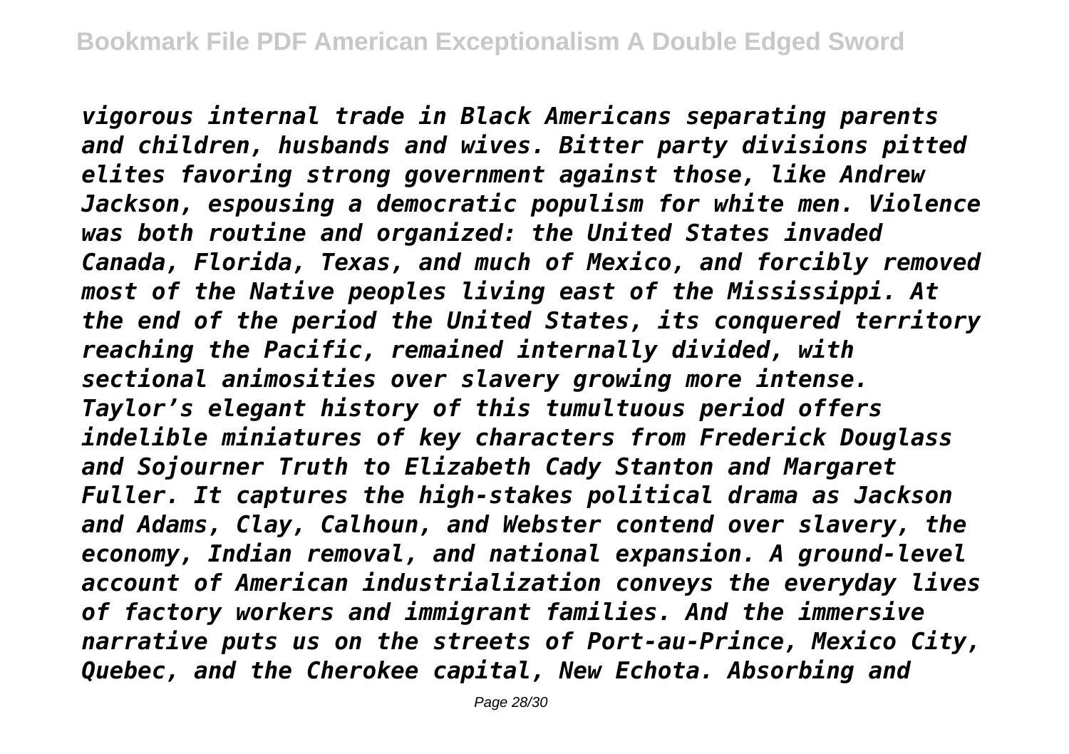*vigorous internal trade in Black Americans separating parents and children, husbands and wives. Bitter party divisions pitted elites favoring strong government against those, like Andrew Jackson, espousing a democratic populism for white men. Violence was both routine and organized: the United States invaded Canada, Florida, Texas, and much of Mexico, and forcibly removed most of the Native peoples living east of the Mississippi. At the end of the period the United States, its conquered territory reaching the Pacific, remained internally divided, with sectional animosities over slavery growing more intense. Taylor's elegant history of this tumultuous period offers indelible miniatures of key characters from Frederick Douglass and Sojourner Truth to Elizabeth Cady Stanton and Margaret Fuller. It captures the high-stakes political drama as Jackson and Adams, Clay, Calhoun, and Webster contend over slavery, the economy, Indian removal, and national expansion. A ground-level account of American industrialization conveys the everyday lives of factory workers and immigrant families. And the immersive narrative puts us on the streets of Port-au-Prince, Mexico City, Quebec, and the Cherokee capital, New Echota. Absorbing and*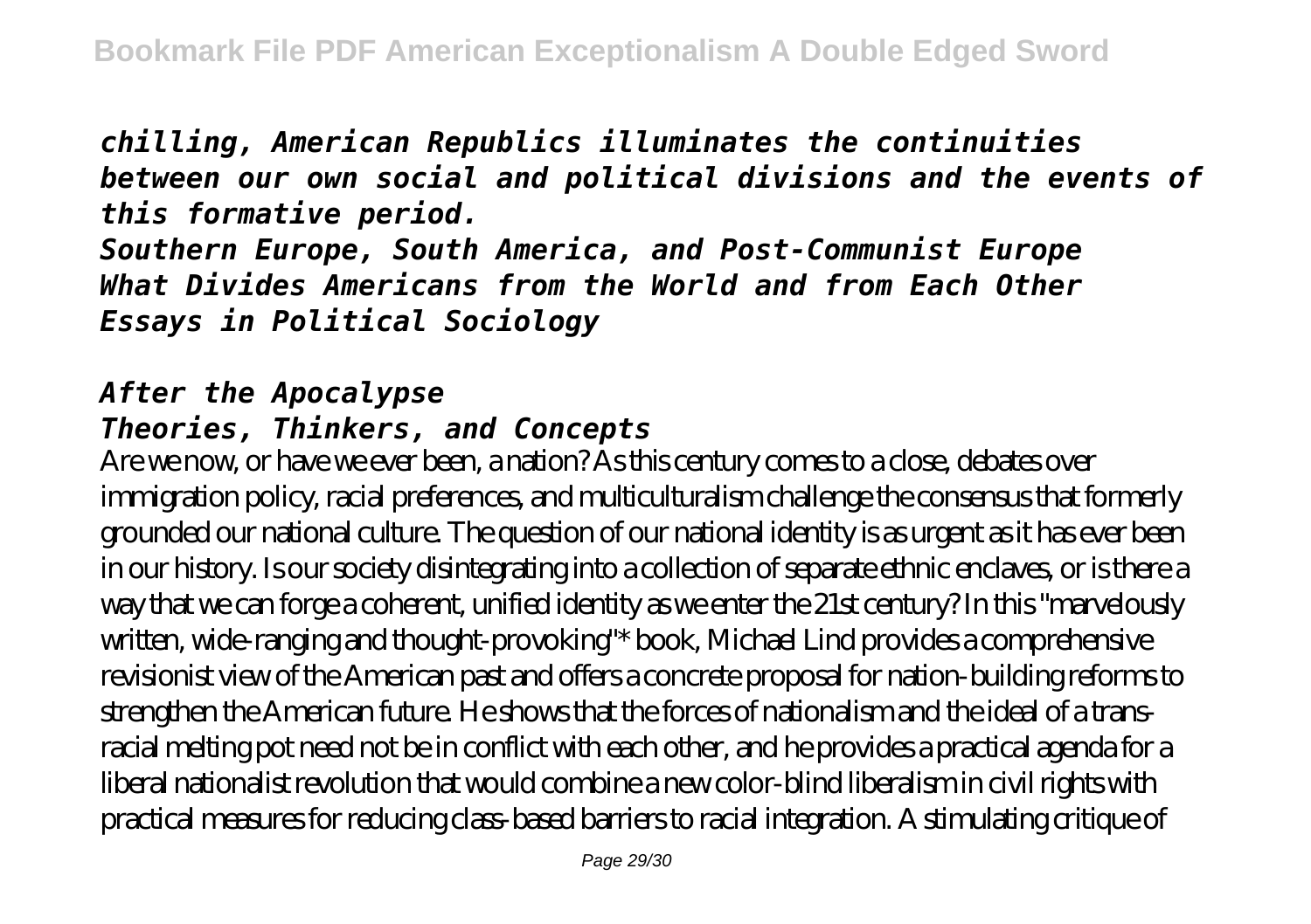*chilling, American Republics illuminates the continuities between our own social and political divisions and the events of this formative period.*

*Southern Europe, South America, and Post-Communist Europe*

*What Divides Americans from the World and from Each Other*

*Essays in Political Sociology*

*After the Apocalypse*

*Theories, Thinkers, and Concepts*

Are we now, or have we ever been, a nation? As this century comes to a close, debates over immigration policy, racial preferences, and multiculturalism challenge the consensus that formerly grounded our national culture. The question of our national identity is as urgent as it has ever been in our history. Is our society disintegrating into a collection of separate ethnic enclaves, or is there a way that we can forge a coherent, unified identity as we enter the 21st century? In this "marvelously written, wide-ranging and thought-provoking"* book, Michael Lind provides a comprehensive revisionist view of the American past and offers a concrete proposal for nation-building reforms to strengthen the American future. He shows that the forces of nationalism and the ideal of a trans-racial melting pot need not be in conflict with each other, and he provides a practical agenda for a liberal nationalist revolution that would combine a new color-blind liberalism in civil rights with practical measures for reducing class-based barriers to racial integration. A stimulating critique of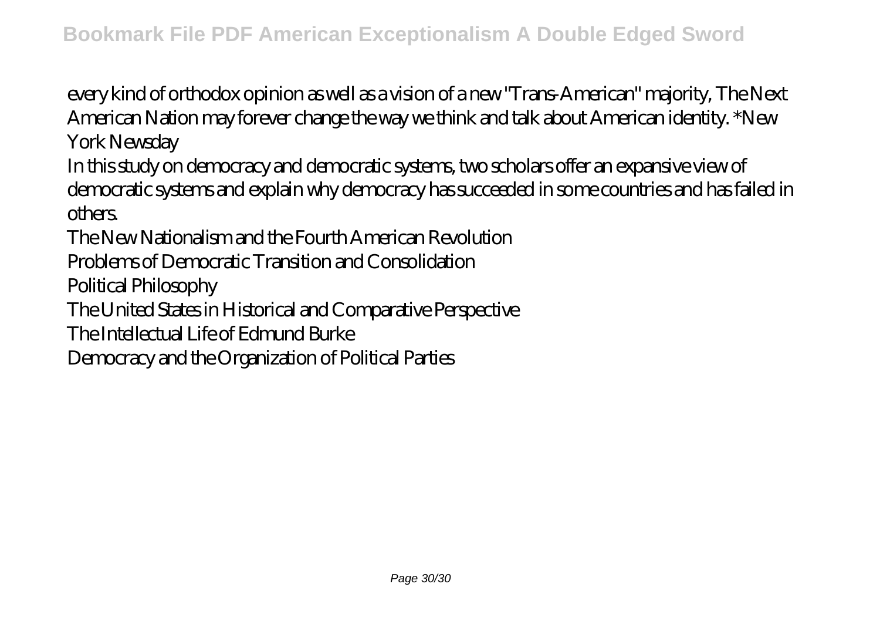every kind of orthodox opinion as well as a vision of a new "Trans-American" majority, The Next American Nation may forever change the way we think and talk about American identity. *New York Newsday

In this study on democracy and democratic systems, two scholars offer an expansive view of democratic systems and explain why democracy has succeeded in some countries and has failed in others.

The New Nationalism and the Fourth American Revolution

Problems of Democratic Transition and Consolidation

Political Philosophy

The United States in Historical and Comparative Perspective

The Intellectual Life of Edmund Burke

Democracy and the Organization of Political Parties